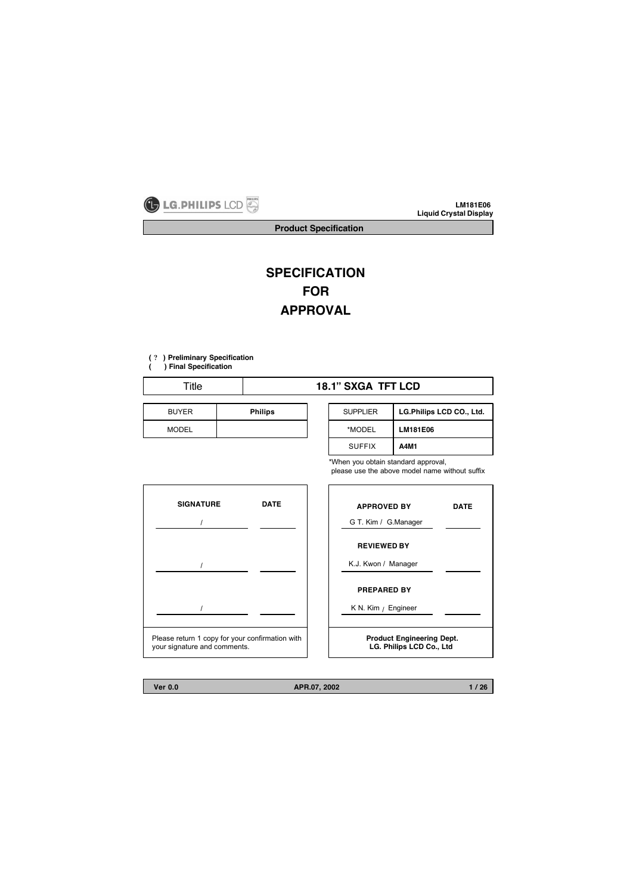# SPECIFICATION FOR APPROVAL

**( ? ) Preliminary Specification**
**( ) Final Specification**

| Title | 18.1" SXGA TFT LCD |
|---|---|

| BUYER | Philips |
|---|---|
| MODEL | |

| SUPPLIER | LG.Philips LCD CO., Ltd. |
|---|---|
| *MODEL | LM181E06 |
| SUFFIX | A4M1 |

*When you obtain standard approval, please use the above model name without suffix

| SIGNATURE | DATE |
|---|---|
| / | |
| / | |
| / | |

Please return 1 copy for your confirmation with your signature and comments.

| APPROVED BY | DATE |
|---|---|
| G T. Kim / G.Manager | |
| **REVIEWED BY** | |
| K.J. Kwon / Manager | |
| **PREPARED BY** | |
| K N. Kim / Engineer | |

**Product Engineering Dept.**
**LG. Philips LCD Co., Ltd**

Ver 0.0 APR.07, 2002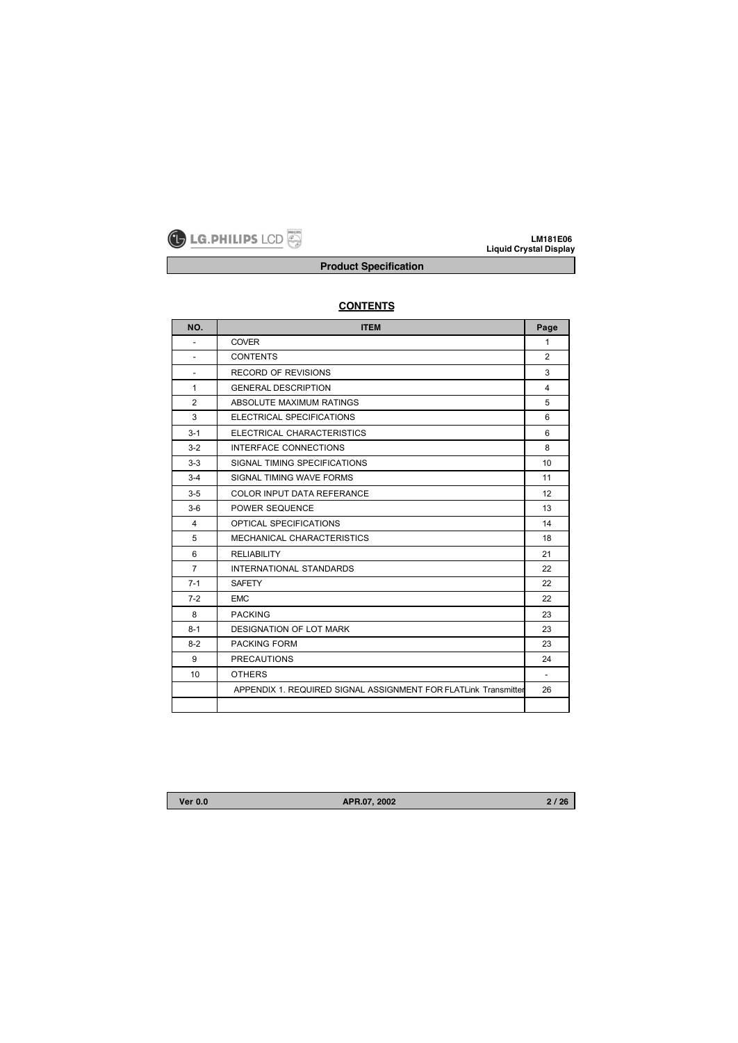## CONTENTS

| NO. | ITEM | Page |
|---|---|---|
| - | COVER | 1 |
| - | CONTENTS | 2 |
| - | RECORD OF REVISIONS | 3 |
| 1 | GENERAL DESCRIPTION | 4 |
| 2 | ABSOLUTE MAXIMUM RATINGS | 5 |
| 3 | ELECTRICAL SPECIFICATIONS | 6 |
| 3-1 | ELECTRICAL CHARACTERISTICS | 6 |
| 3-2 | INTERFACE CONNECTIONS | 8 |
| 3-3 | SIGNAL TIMING SPECIFICATIONS | 10 |
| 3-4 | SIGNAL TIMING WAVE FORMS | 11 |
| 3-5 | COLOR INPUT DATA REFERANCE | 12 |
| 3-6 | POWER SEQUENCE | 13 |
| 4 | OPTICAL SPECIFICATIONS | 14 |
| 5 | MECHANICAL CHARACTERISTICS | 18 |
| 6 | RELIABILITY | 21 |
| 7 | INTERNATIONAL STANDARDS | 22 |
| 7-1 | SAFETY | 22 |
| 7-2 | EMC | 22 |
| 8 | PACKING | 23 |
| 8-1 | DESIGNATION OF LOT MARK | 23 |
| 8-2 | PACKING FORM | 23 |
| 9 | PRECAUTIONS | 24 |
| 10 | OTHERS | - |
| | APPENDIX 1. REQUIRED SIGNAL ASSIGNMENT FOR FLATLink Transmitter | 26 |
| | | |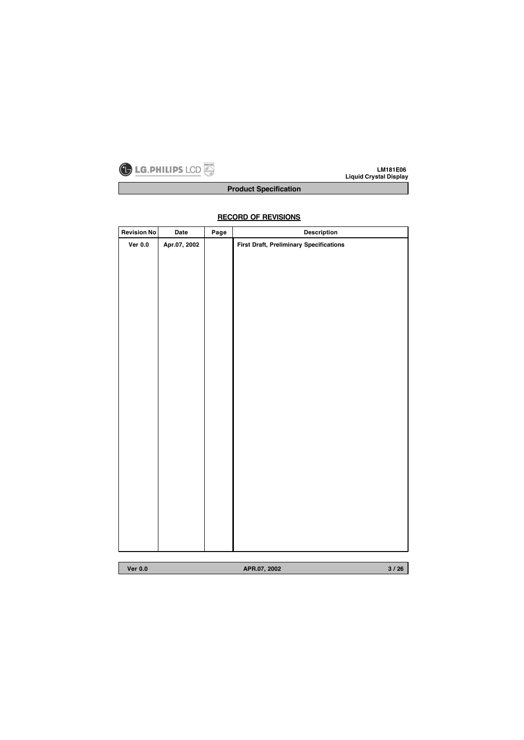## RECORD OF REVISIONS

| Revision No | Date | Page | Description |
|---|---|---|---|
| Ver 0.0 | Apr.07, 2002 | | First Draft, Preliminary Specifications |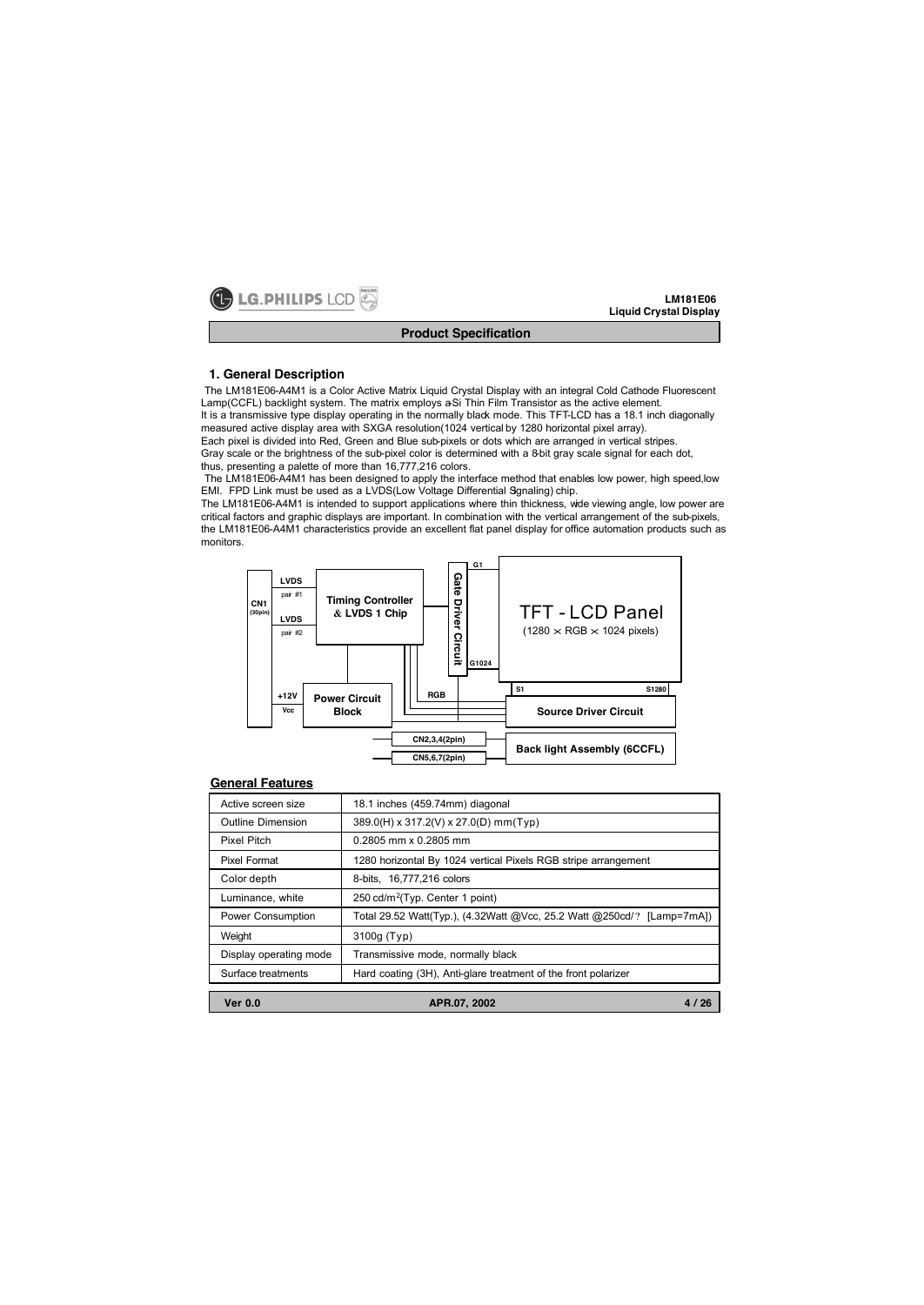## 1. General Description

The LM181E06-A4M1 is a Color Active Matrix Liquid Crystal Display with an integral Cold Cathode Fluorescent Lamp(CCFL) backlight system. The matrix employs a-Si Thin Film Transistor as the active element.
It is a transmissive type display operating in the normally black mode. This TFT-LCD has a 18.1 inch diagonally measured active display area with SXGA resolution(1024 vertical by 1280 horizontal pixel array).
Each pixel is divided into Red, Green and Blue sub-pixels or dots which are arranged in vertical stripes.
Gray scale or the brightness of the sub-pixel color is determined with a 8-bit gray scale signal for each dot, thus, presenting a palette of more than 16,777,216 colors.
The LM181E06-A4M1 has been designed to apply the interface method that enables low power, high speed, low EMI. FPD Link must be used as a LVDS(Low Voltage Differential Signaling) chip.
The LM181E06-A4M1 is intended to support applications where thin thickness, wide viewing angle, low power are critical factors and graphic displays are important. In combination with the vertical arrangement of the sub-pixels, the LM181E06-A4M1 characteristics provide an excellent flat panel display for office automation products such as monitors.

CN1 (30pin) — LVDS pair #1, LVDS pair #2 — Timing Controller & LVDS 1 Chip — Gate Driver Circuit (G1 … G1024) — TFT - LCD Panel (1280 × RGB × 1024 pixels) — S1 … S1280 — Source Driver Circuit — RGB — +12V Vcc — Power Circuit Block — CN2,3,4(2pin) — CN5,6,7(2pin) — Back light Assembly (6CCFL)

### General Features

| | |
|---|---|
| Active screen size | 18.1 inches (459.74mm) diagonal |
| Outline Dimension | 389.0(H) x 317.2(V) x 27.0(D) mm(Typ) |
| Pixel Pitch | 0.2805 mm x 0.2805 mm |
| Pixel Format | 1280 horizontal By 1024 vertical Pixels RGB stripe arrangement |
| Color depth | 8-bits, 16,777,216 colors |
| Luminance, white | 250 cd/m$^2$(Typ. Center 1 point) |
| Power Consumption | Total 29.52 Watt(Typ.), (4.32Watt @Vcc, 25.2 Watt @250cd/? [Lamp=7mA]) |
| Weight | 3100g (Typ) |
| Display operating mode | Transmissive mode, normally black |
| Surface treatments | Hard coating (3H), Anti-glare treatment of the front polarizer |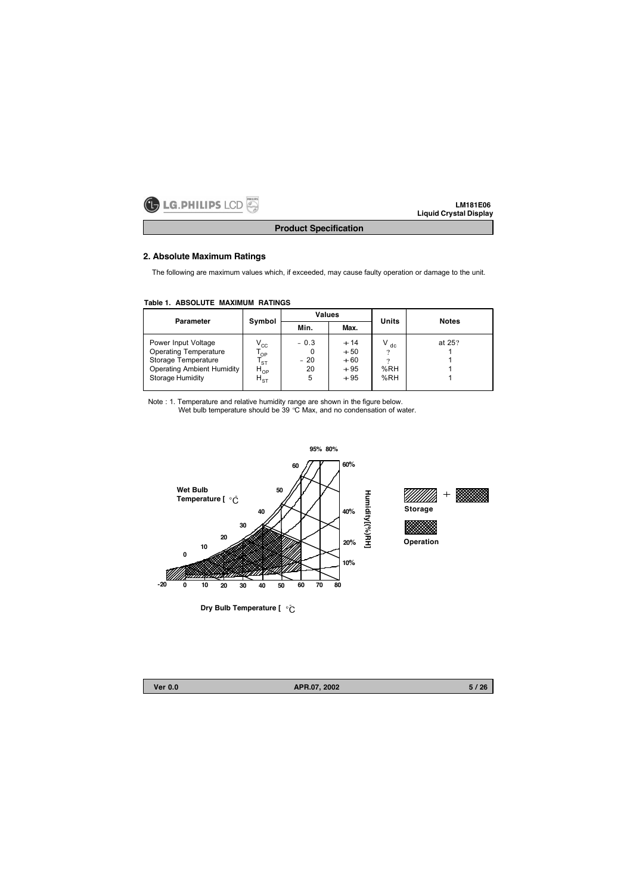## 2. Absolute Maximum Ratings

The following are maximum values which, if exceeded, may cause faulty operation or damage to the unit.

**Table 1. ABSOLUTE MAXIMUM RATINGS**

| Parameter | Symbol | Values | | Units | Notes |
|---|---|---|---|---|---|
| | | Min. | Max. | | |
| Power Input Voltage | $V_{CC}$ | -0.3 | +14 | $V_{dc}$ | at 25? |
| Operating Temperature | $T_{OP}$ | 0 | +50 | ? | 1 |
| Storage Temperature | $T_{ST}$ | -20 | +60 | ? | 1 |
| Operating Ambient Humidity | $H_{OP}$ | 20 | +95 | %RH | 1 |
| Storage Humidity | $H_{ST}$ | 5 | +95 | %RH | 1 |

Note : 1. Temperature and relative humidity range are shown in the figure below.
Wet bulb temperature should be 39 °C Max, and no condensation of water.

Wet Bulb Temperature [ °C ]

Humidity [(%)RH]

Storage

Operation

Dry Bulb Temperature [ °C ]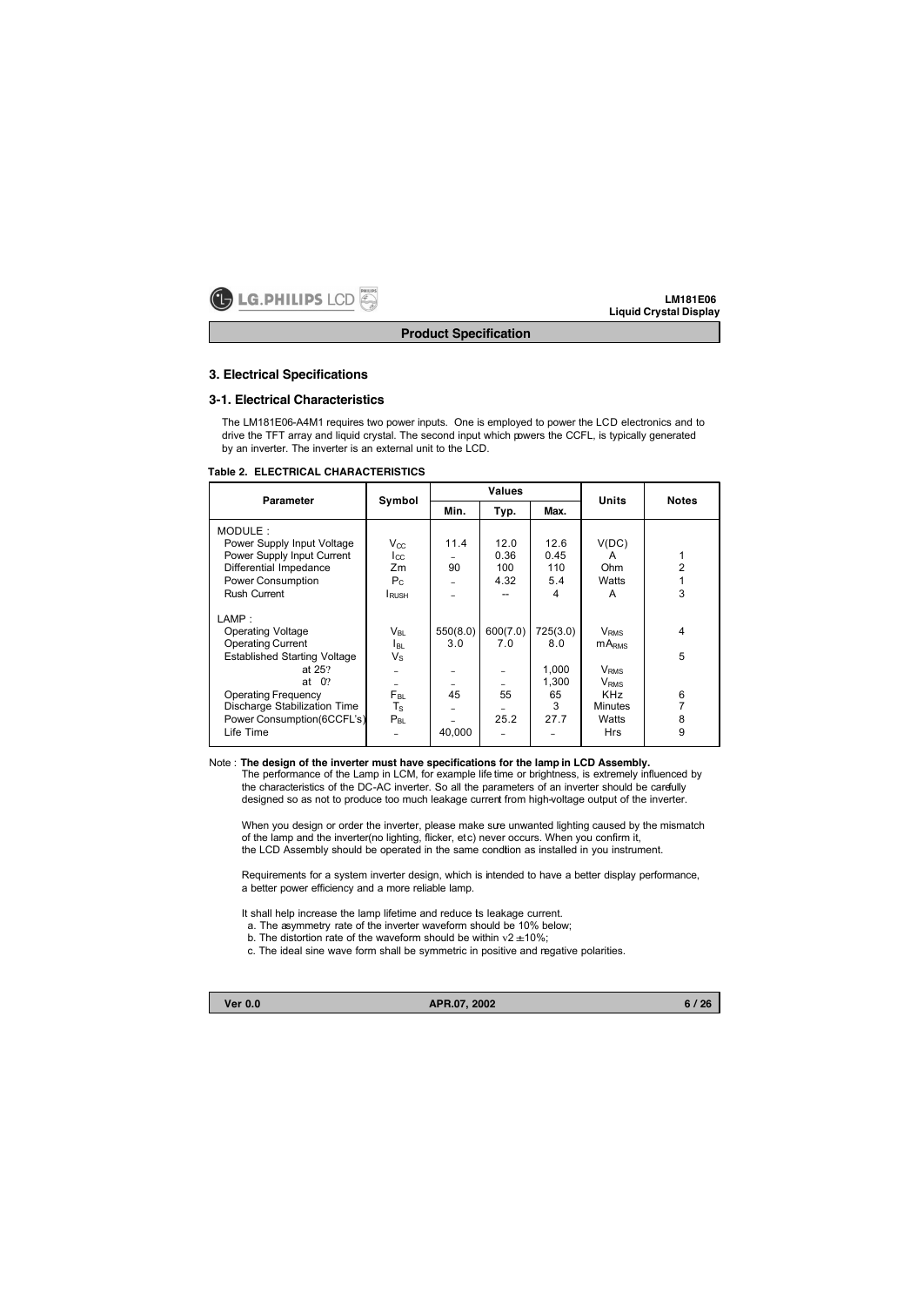## 3. Electrical Specifications

### 3-1. Electrical Characteristics

The LM181E06-A4M1 requires two power inputs. One is employed to power the LCD electronics and to drive the TFT array and liquid crystal. The second input which powers the CCFL, is typically generated by an inverter. The inverter is an external unit to the LCD.

**Table 2. ELECTRICAL CHARACTERISTICS**

| Parameter | Symbol | Values | | | Units | Notes |
|---|---|---|---|---|---|---|
| | | Min. | Typ. | Max. | | |
| MODULE : | | | | | | |
| Power Supply Input Voltage | $V_{CC}$ | 11.4 | 12.0 | 12.6 | V(DC) | |
| Power Supply Input Current | $I_{CC}$ | - | 0.36 | 0.45 | A | 1 |
| Differential Impedance | Zm | 90 | 100 | 110 | Ohm | 2 |
| Power Consumption | $P_C$ | - | 4.32 | 5.4 | Watts | 1 |
| Rush Current | $I_{RUSH}$ | - | -- | 4 | A | 3 |
| LAMP : | | | | | | |
| Operating Voltage | $V_{BL}$ | 550(8.0) | 600(7.0) | 725(3.0) | $V_{RMS}$ | 4 |
| Operating Current | $I_{BL}$ | 3.0 | 7.0 | 8.0 | $mA_{RMS}$ | |
| Established Starting Voltage | $V_S$ | | | | | 5 |
| at 25? | - | - | - | 1,000 | $V_{RMS}$ | |
| at 0? | - | - | - | 1,300 | $V_{RMS}$ | |
| Operating Frequency | $F_{BL}$ | 45 | 55 | 65 | KHz | 6 |
| Discharge Stabilization Time | $T_S$ | - | - | 3 | Minutes | 7 |
| Power Consumption(6CCFL's) | $P_{BL}$ | - | 25.2 | 27.7 | Watts | 8 |
| Life Time | - | 40,000 | - | - | Hrs | 9 |

Note : **The design of the inverter must have specifications for the lamp in LCD Assembly.**
The performance of the Lamp in LCM, for example life time or brightness, is extremely influenced by the characteristics of the DC-AC inverter. So all the parameters of an inverter should be carefully designed so as not to produce too much leakage current from high-voltage output of the inverter.

When you design or order the inverter, please make sure unwanted lighting caused by the mismatch of the lamp and the inverter(no lighting, flicker, etc) never occurs. When you confirm it, the LCD Assembly should be operated in the same condition as installed in you instrument.

Requirements for a system inverter design, which is intended to have a better display performance, a better power efficiency and a more reliable lamp.

It shall help increase the lamp lifetime and reduce its leakage current.

a. The asymmetry rate of the inverter waveform should be 10% below;
b. The distortion rate of the waveform should be within $\sqrt{2} \pm 10\%$;
c. The ideal sine wave form shall be symmetric in positive and negative polarities.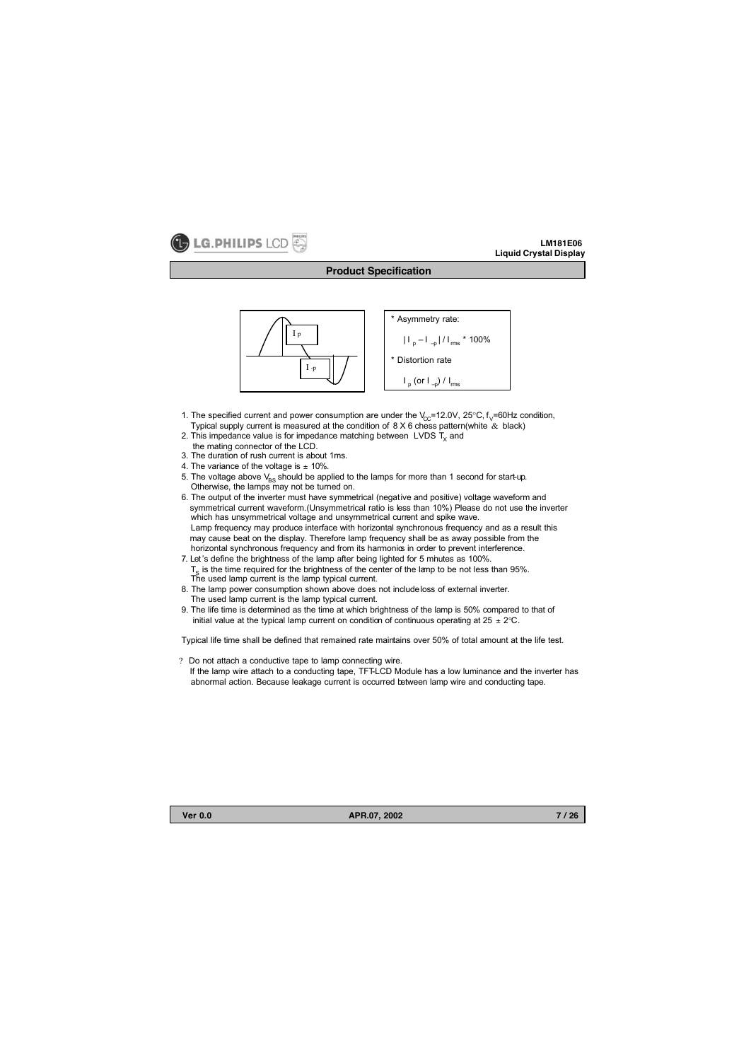I p

I -p

* Asymmetry rate:

$| I_p - I_{-p} | / I_{rms} * 100\%$

* Distortion rate

$I_p$ (or $I_{-p}$) / $I_{rms}$

1. The specified current and power consumption are under the $V_{CC}$=12.0V, 25°C, $f_V$=60Hz condition, Typical supply current is measured at the condition of 8 X 6 chess pattern(white & black)
2. This impedance value is for impedance matching between LVDS $T_X$ and the mating connector of the LCD.
3. The duration of rush current is about 1ms.
4. The variance of the voltage is ± 10%.
5. The voltage above $V_{BS}$ should be applied to the lamps for more than 1 second for start-up. Otherwise, the lamps may not be turned on.
6. The output of the inverter must have symmetrical (negative and positive) voltage waveform and symmetrical current waveform.(Unsymmetrical ratio is less than 10%) Please do not use the inverter which has unsymmetrical voltage and unsymmetrical current and spike wave.
   Lamp frequency may produce interface with horizontal synchronous frequency and as a result this may cause beat on the display. Therefore lamp frequency shall be as away possible from the horizontal synchronous frequency and from its harmonics in order to prevent interference.
7. Let's define the brightness of the lamp after being lighted for 5 minutes as 100%.
   $T_S$ is the time required for the brightness of the center of the lamp to be not less than 95%.
   The used lamp current is the lamp typical current.
8. The lamp power consumption shown above does not include loss of external inverter.
   The used lamp current is the lamp typical current.
9. The life time is determined as the time at which brightness of the lamp is 50% compared to that of initial value at the typical lamp current on condition of continuous operating at 25 ± 2°C.

Typical life time shall be defined that remained rate maintains over 50% of total amount at the life test.

? Do not attach a conductive tape to lamp connecting wire.
If the lamp wire attach to a conducting tape, TFT-LCD Module has a low luminance and the inverter has abnormal action. Because leakage current is occurred between lamp wire and conducting tape.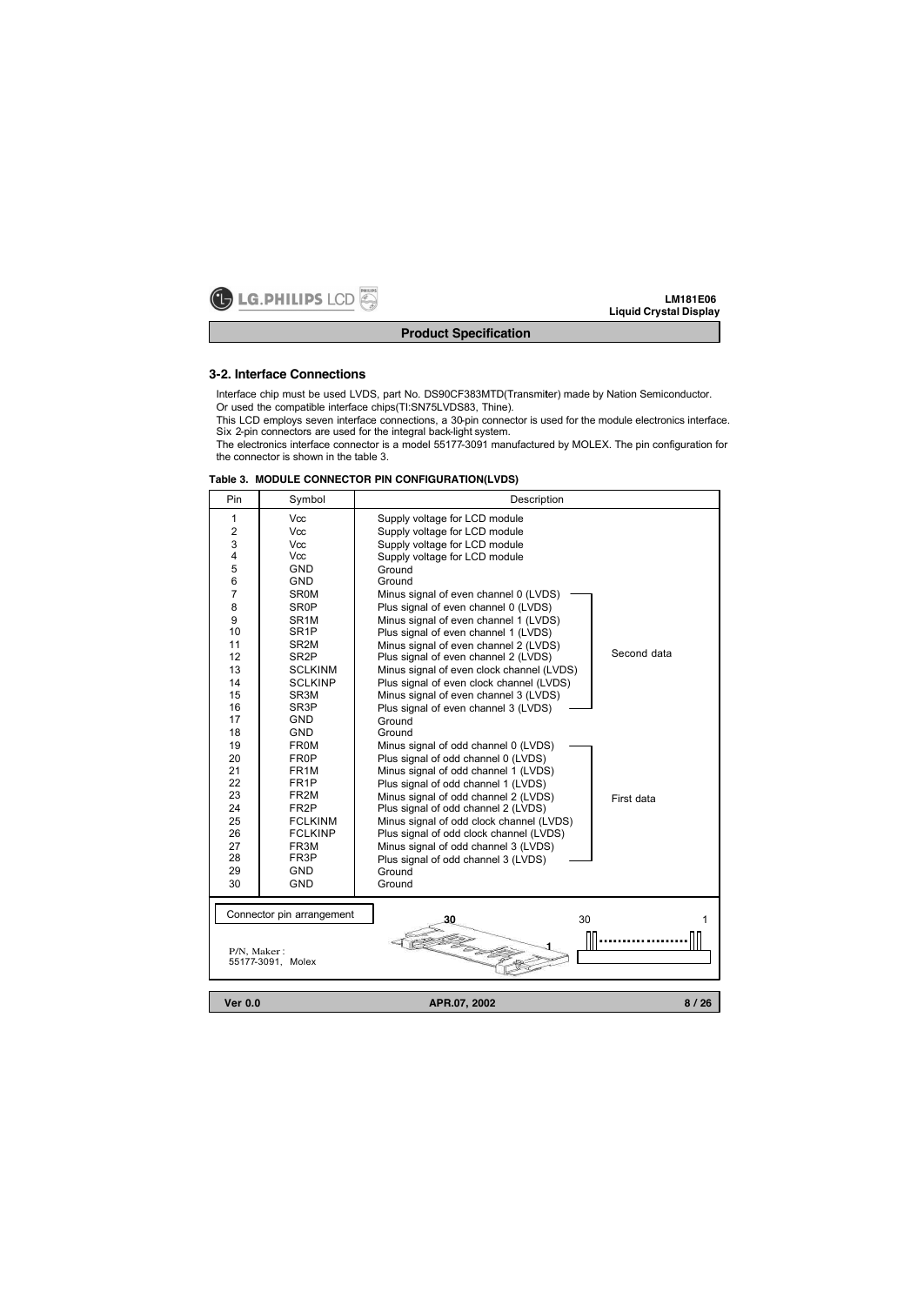## 3-2. Interface Connections

Interface chip must be used LVDS, part No. DS90CF383MTD(Transmitter) made by Nation Semiconductor.
Or used the compatible interface chips(TI:SN75LVDS83, Thine).
This LCD employs seven interface connections, a 30-pin connector is used for the module electronics interface.
Six 2-pin connectors are used for the integral back-light system.
The electronics interface connector is a model 55177-3091 manufactured by MOLEX. The pin configuration for the connector is shown in the table 3.

**Table 3. MODULE CONNECTOR PIN CONFIGURATION(LVDS)**

| Pin | Symbol | Description | |
|---|---|---|---|
| 1 | Vcc | Supply voltage for LCD module | |
| 2 | Vcc | Supply voltage for LCD module | |
| 3 | Vcc | Supply voltage for LCD module | |
| 4 | Vcc | Supply voltage for LCD module | |
| 5 | GND | Ground | |
| 6 | GND | Ground | |
| 7 | SR0M | Minus signal of even channel 0 (LVDS) | Second data |
| 8 | SR0P | Plus signal of even channel 0 (LVDS) | Second data |
| 9 | SR1M | Minus signal of even channel 1 (LVDS) | Second data |
| 10 | SR1P | Plus signal of even channel 1 (LVDS) | Second data |
| 11 | SR2M | Minus signal of even channel 2 (LVDS) | Second data |
| 12 | SR2P | Plus signal of even channel 2 (LVDS) | Second data |
| 13 | SCLKINM | Minus signal of even clock channel (LVDS) | Second data |
| 14 | SCLKINP | Plus signal of even clock channel (LVDS) | Second data |
| 15 | SR3M | Minus signal of even channel 3 (LVDS) | Second data |
| 16 | SR3P | Plus signal of even channel 3 (LVDS) | Second data |
| 17 | GND | Ground | |
| 18 | GND | Ground | |
| 19 | FR0M | Minus signal of odd channel 0 (LVDS) | First data |
| 20 | FR0P | Plus signal of odd channel 0 (LVDS) | First data |
| 21 | FR1M | Minus signal of odd channel 1 (LVDS) | First data |
| 22 | FR1P | Plus signal of odd channel 1 (LVDS) | First data |
| 23 | FR2M | Minus signal of odd channel 2 (LVDS) | First data |
| 24 | FR2P | Plus signal of odd channel 2 (LVDS) | First data |
| 25 | FCLKINM | Minus signal of odd clock channel (LVDS) | First data |
| 26 | FCLKINP | Plus signal of odd clock channel (LVDS) | First data |
| 27 | FR3M | Minus signal of odd channel 3 (LVDS) | First data |
| 28 | FR3P | Plus signal of odd channel 3 (LVDS) | First data |
| 29 | GND | Ground | |
| 30 | GND | Ground | |

Connector pin arrangement

30 ... 1

P/N, Maker :
55177-3091, Molex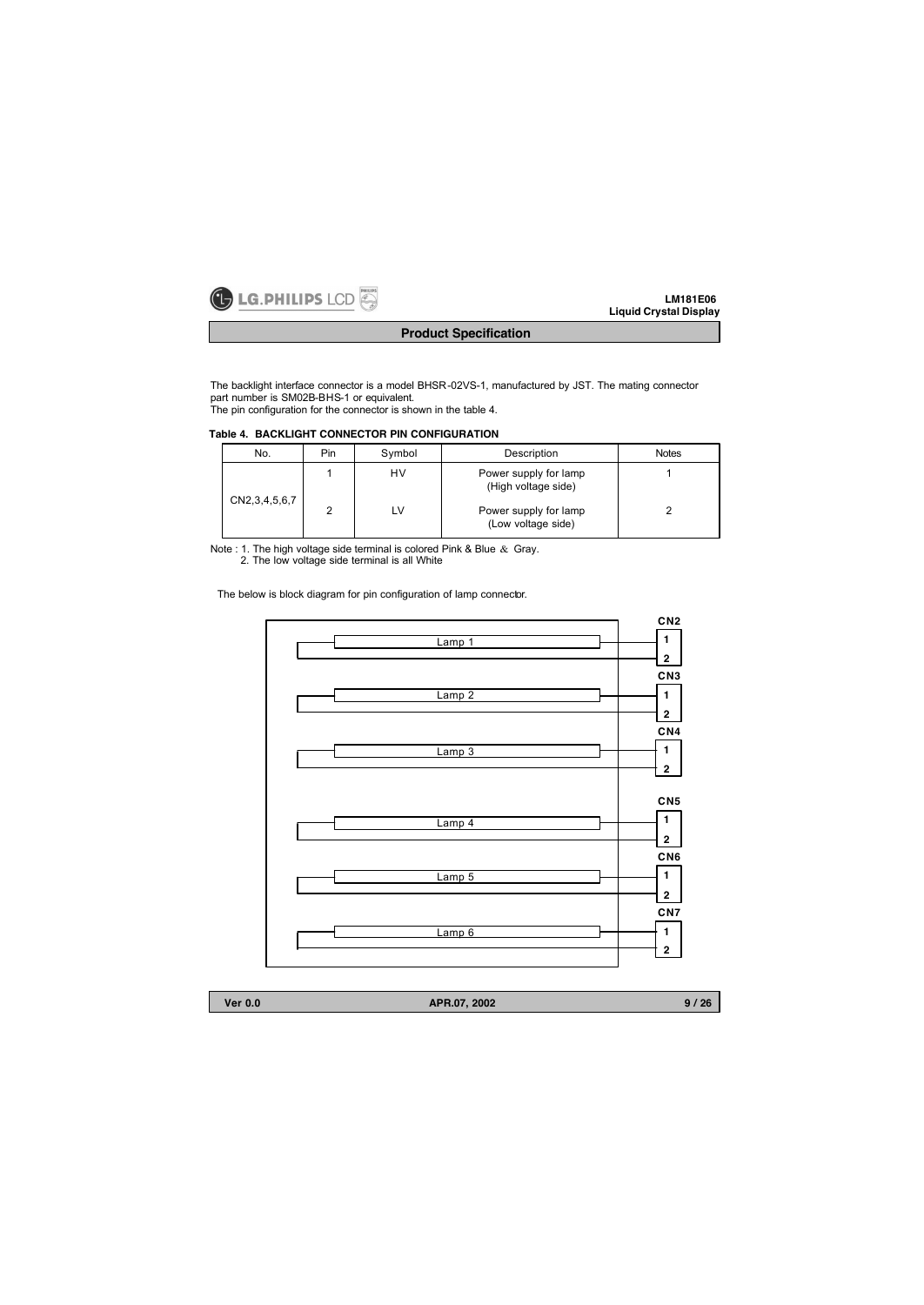The backlight interface connector is a model BHSR-02VS-1, manufactured by JST. The mating connector part number is SM02B-BHS-1 or equivalent.
The pin configuration for the connector is shown in the table 4.

**Table 4. BACKLIGHT CONNECTOR PIN CONFIGURATION**

| No. | Pin | Symbol | Description | Notes |
|---|---|---|---|---|
| CN2,3,4,5,6,7 | 1 | HV | Power supply for lamp (High voltage side) | 1 |
| | 2 | LV | Power supply for lamp (Low voltage side) | 2 |

Note : 1. The high voltage side terminal is colored Pink & Blue & Gray.
2. The low voltage side terminal is all White

The below is block diagram for pin configuration of lamp connector.

CN2: Lamp 1 — 1, 2
CN3: Lamp 2 — 1, 2
CN4: Lamp 3 — 1, 2
CN5: Lamp 4 — 1, 2
CN6: Lamp 5 — 1, 2
CN7: Lamp 6 — 1, 2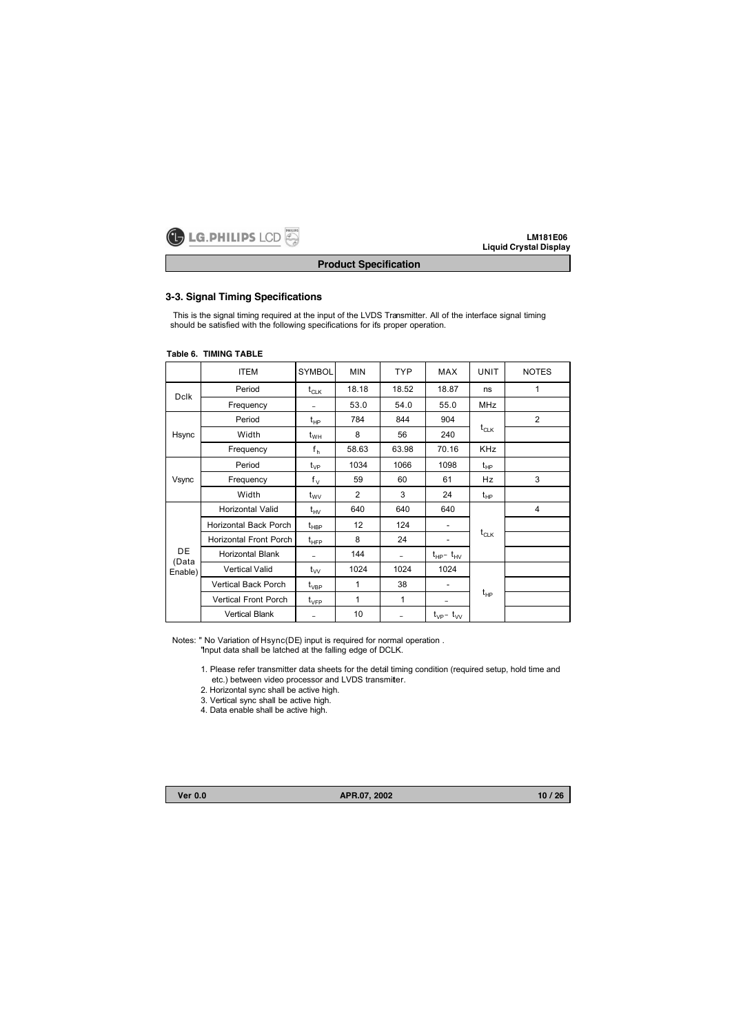## 3-3. Signal Timing Specifications

This is the signal timing required at the input of the LVDS Transmitter. All of the interface signal timing should be satisfied with the following specifications for it's proper operation.

**Table 6. TIMING TABLE**

| | ITEM | SYMBOL | MIN | TYP | MAX | UNIT | NOTES |
|---|---|---|---|---|---|---|---|
| Dclk | Period | $t_{CLK}$ | 18.18 | 18.52 | 18.87 | ns | 1 |
| | Frequency | - | 53.0 | 54.0 | 55.0 | MHz | |
| Hsync | Period | $t_{HP}$ | 784 | 844 | 904 | $t_{CLK}$ | 2 |
| | Width | $t_{WH}$ | 8 | 56 | 240 | | |
| | Frequency | $f_h$ | 58.63 | 63.98 | 70.16 | KHz | |
| Vsync | Period | $t_{VP}$ | 1034 | 1066 | 1098 | $t_{HP}$ | |
| | Frequency | $f_V$ | 59 | 60 | 61 | Hz | 3 |
| | Width | $t_{WV}$ | 2 | 3 | 24 | $t_{HP}$ | |
| DE (Data Enable) | Horizontal Valid | $t_{HV}$ | 640 | 640 | 640 | $t_{CLK}$ | 4 |
| | Horizontal Back Porch | $t_{HBP}$ | 12 | 124 | - | | |
| | Horizontal Front Porch | $t_{HFP}$ | 8 | 24 | - | | |
| | Horizontal Blank | - | 144 | - | $t_{HP}$- $t_{HV}$ | | |
| | Vertical Valid | $t_{VV}$ | 1024 | 1024 | 1024 | $t_{HP}$ | |
| | Vertical Back Porch | $t_{VBP}$ | 1 | 38 | - | | |
| | Vertical Front Porch | $t_{VFP}$ | 1 | 1 | - | | |
| | Vertical Blank | - | 10 | - | $t_{VP}$- $t_{VV}$ | | |

Notes: " No Variation of Hsync(DE) input is required for normal operation .
"Input data shall be latched at the falling edge of DCLK.

1. Please refer transmitter data sheets for the detail timing condition (required setup, hold time and etc.) between video processor and LVDS transmitter.
2. Horizontal sync shall be active high.
3. Vertical sync shall be active high.
4. Data enable shall be active high.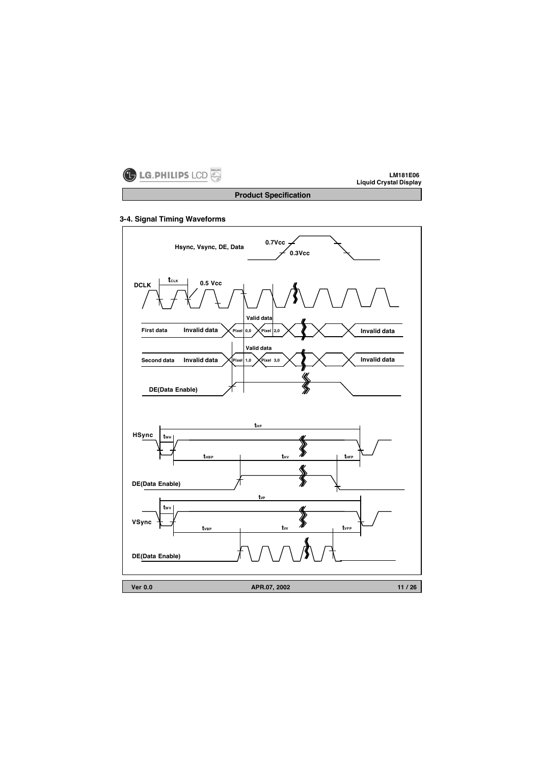### 3-4. Signal Timing Waveforms

Hsync, Vsync, DE, Data

0.7Vcc

0.3Vcc

DCLK

$t_{CLK}$

0.5 Vcc

First data — Invalid data — Valid data: Pixel 0,0 / Pixel 2,0 — Invalid data

Second data — Invalid data — Valid data: Pixel 1,0 / Pixel 3,0 — Invalid data

DE(Data Enable)

HSync

$t_{HP}$

$t_{WH}$

$t_{HBP}$

$t_{HV}$

$t_{HFP}$

DE(Data Enable)

VSync

$t_{VP}$

$t_{WV}$

$t_{VBP}$

$t_{VV}$

$t_{VFP}$

DE(Data Enable)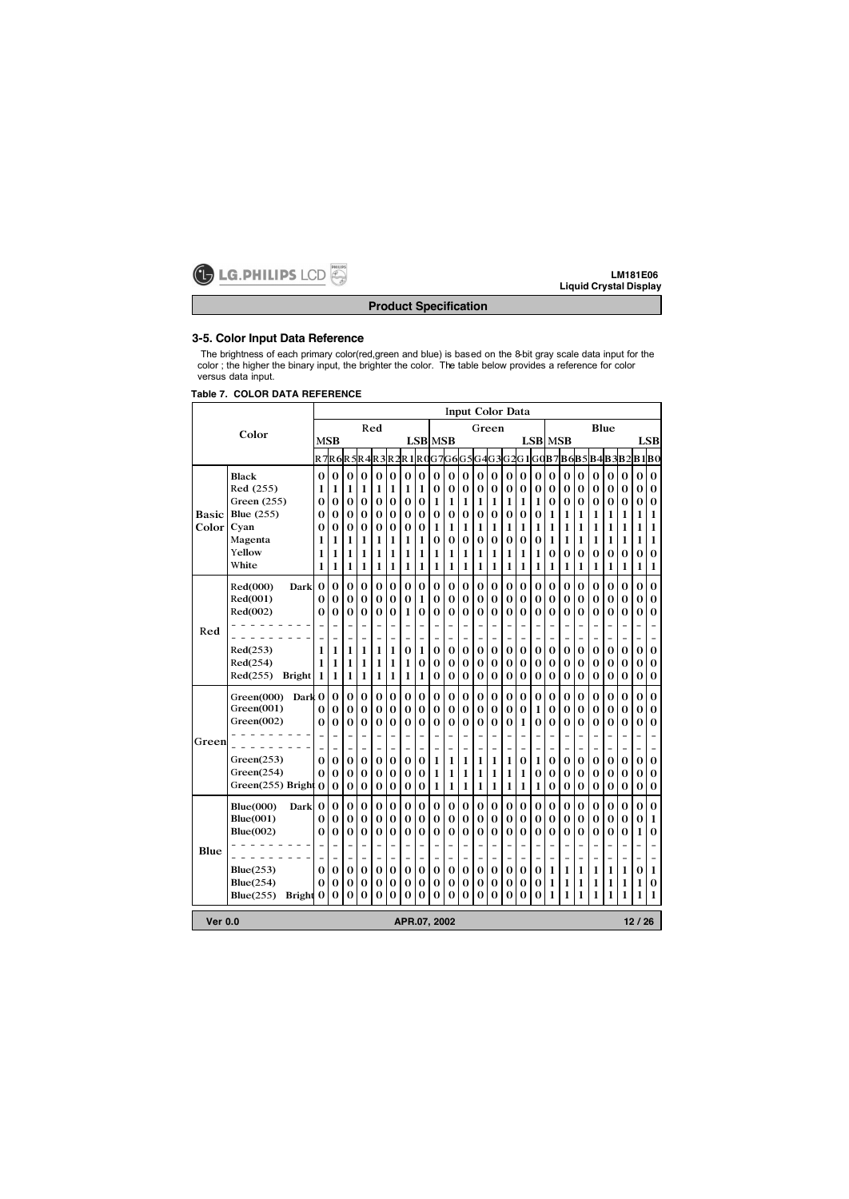## 3-5. Color Input Data Reference

The brightness of each primary color(red,green and blue) is based on the 8-bit gray scale data input for the color ; the higher the binary input, the brighter the color. The table below provides a reference for color versus data input.

**Table 7. COLOR DATA REFERENCE**

| | Color | Input Color Data | | | | | | | | | | | | | | | | | | | | | | | |
|---|---|---|---|---|---|---|---|---|---|---|---|---|---|---|---|---|---|---|---|---|---|---|---|---|---|
| | | Red | | | | | | | | Green | | | | | | | | Blue | | | | | | | |
| | | MSB | | | | | | | LSB | MSB | | | | | | | LSB | MSB | | | | | | | LSB |
| | | R7 | R6 | R5 | R4 | R3 | R2 | R1 | R0 | G7 | G6 | G5 | G4 | G3 | G2 | G1 | G0 | B7 | B6 | B5 | B4 | B3 | B2 | B1 | B0 |
| Basic Color | Black | 0 | 0 | 0 | 0 | 0 | 0 | 0 | 0 | 0 | 0 | 0 | 0 | 0 | 0 | 0 | 0 | 0 | 0 | 0 | 0 | 0 | 0 | 0 | 0 |
| | Red (255) | 1 | 1 | 1 | 1 | 1 | 1 | 1 | 1 | 0 | 0 | 0 | 0 | 0 | 0 | 0 | 0 | 0 | 0 | 0 | 0 | 0 | 0 | 0 | 0 |
| | Green (255) | 0 | 0 | 0 | 0 | 0 | 0 | 0 | 0 | 1 | 1 | 1 | 1 | 1 | 1 | 1 | 1 | 0 | 0 | 0 | 0 | 0 | 0 | 0 | 0 |
| | Blue (255) | 0 | 0 | 0 | 0 | 0 | 0 | 0 | 0 | 0 | 0 | 0 | 0 | 0 | 0 | 0 | 0 | 1 | 1 | 1 | 1 | 1 | 1 | 1 | 1 |
| | Cyan | 0 | 0 | 0 | 0 | 0 | 0 | 0 | 0 | 1 | 1 | 1 | 1 | 1 | 1 | 1 | 1 | 1 | 1 | 1 | 1 | 1 | 1 | 1 | 1 |
| | Magenta | 1 | 1 | 1 | 1 | 1 | 1 | 1 | 1 | 0 | 0 | 0 | 0 | 0 | 0 | 0 | 0 | 1 | 1 | 1 | 1 | 1 | 1 | 1 | 1 |
| | Yellow | 1 | 1 | 1 | 1 | 1 | 1 | 1 | 1 | 1 | 1 | 1 | 1 | 1 | 1 | 1 | 1 | 0 | 0 | 0 | 0 | 0 | 0 | 0 | 0 |
| | White | 1 | 1 | 1 | 1 | 1 | 1 | 1 | 1 | 1 | 1 | 1 | 1 | 1 | 1 | 1 | 1 | 1 | 1 | 1 | 1 | 1 | 1 | 1 | 1 |
| Red | Red(000) Dark | 0 | 0 | 0 | 0 | 0 | 0 | 0 | 0 | 0 | 0 | 0 | 0 | 0 | 0 | 0 | 0 | 0 | 0 | 0 | 0 | 0 | 0 | 0 | 0 |
| | Red(001) | 0 | 0 | 0 | 0 | 0 | 0 | 0 | 1 | 0 | 0 | 0 | 0 | 0 | 0 | 0 | 0 | 0 | 0 | 0 | 0 | 0 | 0 | 0 | 0 |
| | Red(002) | 0 | 0 | 0 | 0 | 0 | 0 | 1 | 0 | 0 | 0 | 0 | 0 | 0 | 0 | 0 | 0 | 0 | 0 | 0 | 0 | 0 | 0 | 0 | 0 |
| | - - - - - - - - - | - | - | - | - | - | - | - | - | - | - | - | - | - | - | - | - | - | - | - | - | - | - | - | - |
| | - - - - - - - - - | - | - | - | - | - | - | - | - | - | - | - | - | - | - | - | - | - | - | - | - | - | - | - | - |
| | Red(253) | 1 | 1 | 1 | 1 | 1 | 1 | 0 | 1 | 0 | 0 | 0 | 0 | 0 | 0 | 0 | 0 | 0 | 0 | 0 | 0 | 0 | 0 | 0 | 0 |
| | Red(254) | 1 | 1 | 1 | 1 | 1 | 1 | 1 | 0 | 0 | 0 | 0 | 0 | 0 | 0 | 0 | 0 | 0 | 0 | 0 | 0 | 0 | 0 | 0 | 0 |
| | Red(255) Bright | 1 | 1 | 1 | 1 | 1 | 1 | 1 | 1 | 0 | 0 | 0 | 0 | 0 | 0 | 0 | 0 | 0 | 0 | 0 | 0 | 0 | 0 | 0 | 0 |
| Green | Green(000) Dark | 0 | 0 | 0 | 0 | 0 | 0 | 0 | 0 | 0 | 0 | 0 | 0 | 0 | 0 | 0 | 0 | 0 | 0 | 0 | 0 | 0 | 0 | 0 | 0 |
| | Green(001) | 0 | 0 | 0 | 0 | 0 | 0 | 0 | 0 | 0 | 0 | 0 | 0 | 0 | 0 | 0 | 1 | 0 | 0 | 0 | 0 | 0 | 0 | 0 | 0 |
| | Green(002) | 0 | 0 | 0 | 0 | 0 | 0 | 0 | 0 | 0 | 0 | 0 | 0 | 0 | 0 | 1 | 0 | 0 | 0 | 0 | 0 | 0 | 0 | 0 | 0 |
| | - - - - - - - - - | - | - | - | - | - | - | - | - | - | - | - | - | - | - | - | - | - | - | - | - | - | - | - | - |
| | - - - - - - - - - | - | - | - | - | - | - | - | - | - | - | - | - | - | - | - | - | - | - | - | - | - | - | - | - |
| | Green(253) | 0 | 0 | 0 | 0 | 0 | 0 | 0 | 0 | 1 | 1 | 1 | 1 | 1 | 1 | 0 | 1 | 0 | 0 | 0 | 0 | 0 | 0 | 0 | 0 |
| | Green(254) | 0 | 0 | 0 | 0 | 0 | 0 | 0 | 0 | 1 | 1 | 1 | 1 | 1 | 1 | 1 | 0 | 0 | 0 | 0 | 0 | 0 | 0 | 0 | 0 |
| | Green(255) Bright | 0 | 0 | 0 | 0 | 0 | 0 | 0 | 0 | 1 | 1 | 1 | 1 | 1 | 1 | 1 | 1 | 0 | 0 | 0 | 0 | 0 | 0 | 0 | 0 |
| Blue | Blue(000) Dark | 0 | 0 | 0 | 0 | 0 | 0 | 0 | 0 | 0 | 0 | 0 | 0 | 0 | 0 | 0 | 0 | 0 | 0 | 0 | 0 | 0 | 0 | 0 | 0 |
| | Blue(001) | 0 | 0 | 0 | 0 | 0 | 0 | 0 | 0 | 0 | 0 | 0 | 0 | 0 | 0 | 0 | 0 | 0 | 0 | 0 | 0 | 0 | 0 | 0 | 1 |
| | Blue(002) | 0 | 0 | 0 | 0 | 0 | 0 | 0 | 0 | 0 | 0 | 0 | 0 | 0 | 0 | 0 | 0 | 0 | 0 | 0 | 0 | 0 | 0 | 1 | 0 |
| | - - - - - - - - - | - | - | - | - | - | - | - | - | - | - | - | - | - | - | - | - | - | - | - | - | - | - | - | - |
| | - - - - - - - - - | - | - | - | - | - | - | - | - | - | - | - | - | - | - | - | - | - | - | - | - | - | - | - | - |
| | Blue(253) | 0 | 0 | 0 | 0 | 0 | 0 | 0 | 0 | 0 | 0 | 0 | 0 | 0 | 0 | 0 | 0 | 1 | 1 | 1 | 1 | 1 | 1 | 0 | 1 |
| | Blue(254) | 0 | 0 | 0 | 0 | 0 | 0 | 0 | 0 | 0 | 0 | 0 | 0 | 0 | 0 | 0 | 0 | 1 | 1 | 1 | 1 | 1 | 1 | 1 | 0 |
| | Blue(255) Bright | 0 | 0 | 0 | 0 | 0 | 0 | 0 | 0 | 0 | 0 | 0 | 0 | 0 | 0 | 0 | 0 | 1 | 1 | 1 | 1 | 1 | 1 | 1 | 1 |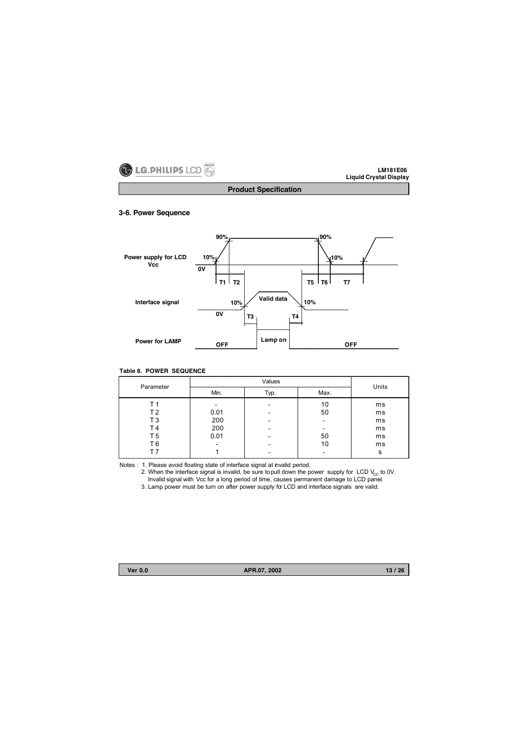### 3-6. Power Sequence

Power supply for LCD Vcc

Interface signal

Power for LAMP

**Table 8. POWER SEQUENCE**

| Parameter | Values | | | Units |
|---|---|---|---|---|
| | Min. | Typ. | Max. | |
| T 1 | - | - | 10 | ms |
| T 2 | 0.01 | - | 50 | ms |
| T 3 | 200 | - | - | ms |
| T 4 | 200 | - | - | ms |
| T 5 | 0.01 | - | 50 | ms |
| T 6 | - | - | 10 | ms |
| T 7 | 1 | - | - | s |

Notes : 1. Please avoid floating state of interface signal at invalid period.

2. When the interface signal is invalid, be sure to pull down the power supply for LCD $V_{CC}$ to 0V. Invalid signal with Vcc for a long period of time, causes permanent damage to LCD panel.

3. Lamp power must be turn on after power supply for LCD and interface signals are valid.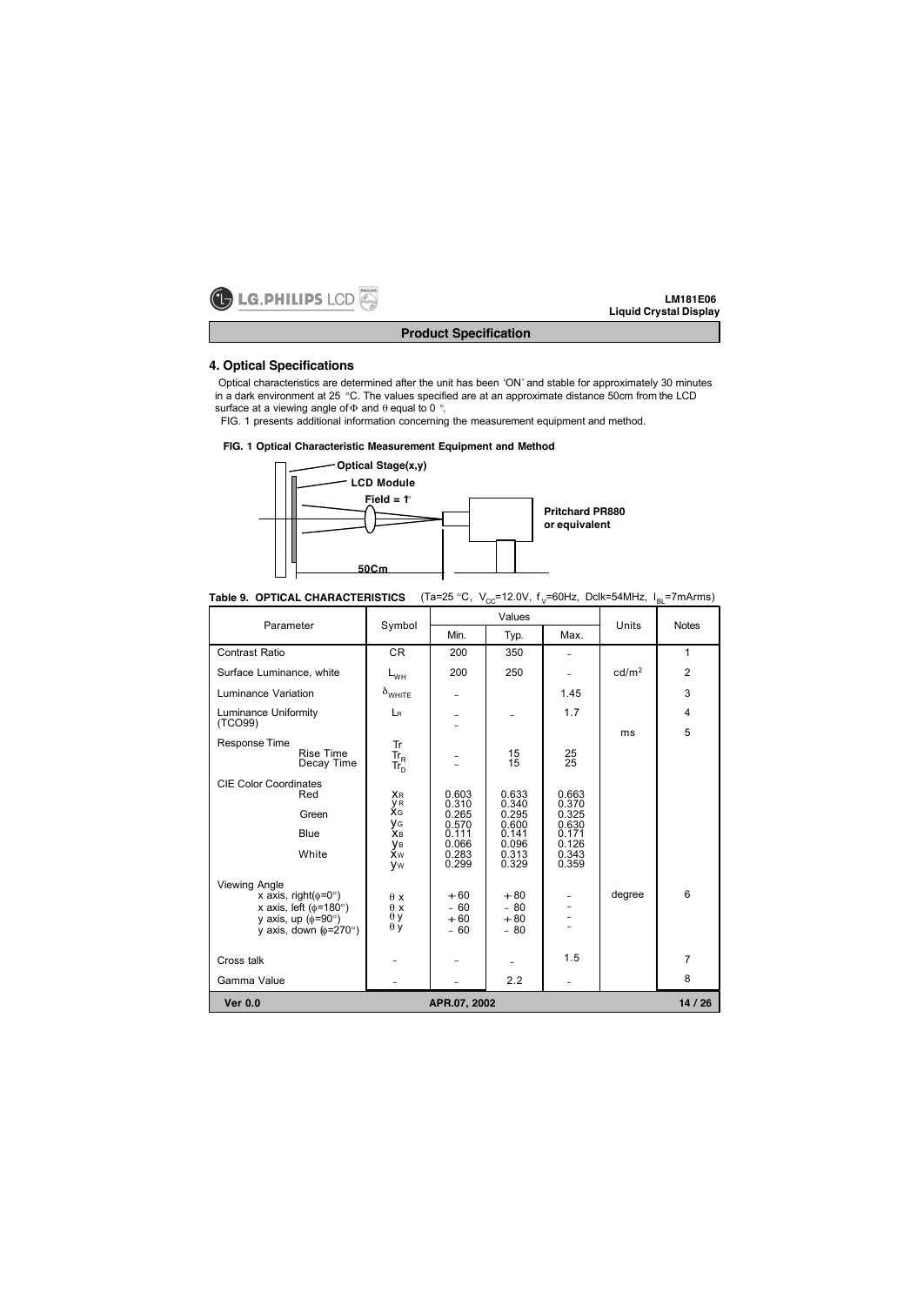## 4. Optical Specifications

Optical characteristics are determined after the unit has been 'ON' and stable for approximately 30 minutes in a dark environment at 25 °C. The values specified are at an approximate distance 50cm from the LCD surface at a viewing angle of Φ and θ equal to 0 °.

FIG. 1 presents additional information concerning the measurement equipment and method.

**FIG. 1 Optical Characteristic Measurement Equipment and Method**

Optical Stage(x,y)

LCD Module

Field = 1°

Pritchard PR880 or equivalent

50Cm

**Table 9. OPTICAL CHARACTERISTICS** (Ta=25 °C, $V_{CC}$=12.0V, $f_V$=60Hz, Dclk=54MHz, $I_{BL}$=7mArms)

| Parameter | Symbol | Values | | | Units | Notes |
|---|---|---|---|---|---|---|
| | | Min. | Typ. | Max. | | |
| Contrast Ratio | CR | 200 | 350 | - | | 1 |
| Surface Luminance, white | $L_{WH}$ | 200 | 250 | - | cd/m² | 2 |
| Luminance Variation | $\delta_{WHITE}$ | - | | 1.45 | | 3 |
| Luminance Uniformity (TCO99) | $L_R$ | - | - | 1.7 | | 4 |
| Response Time | Tr | - | | | ms | 5 |
| Rise Time | $Tr_R$ | - | 15 | 25 | | |
| Decay Time | $Tr_D$ | - | 15 | 25 | | |
| CIE Color Coordinates | | | | | | |
| Red | $x_R$ | 0.603 | 0.633 | 0.663 | | |
| | $y_R$ | 0.310 | 0.340 | 0.370 | | |
| Green | $x_G$ | 0.265 | 0.295 | 0.325 | | |
| | $y_G$ | 0.570 | 0.600 | 0.630 | | |
| Blue | $x_B$ | 0.111 | 0.141 | 0.171 | | |
| | $y_B$ | 0.066 | 0.096 | 0.126 | | |
| White | $x_W$ | 0.283 | 0.313 | 0.343 | | |
| | $y_W$ | 0.299 | 0.329 | 0.359 | | |
| Viewing Angle | | | | | degree | 6 |
| x axis, right(φ=0°) | θ x | +60 | +80 | - | | |
| x axis, left (φ=180°) | θ x | - 60 | - 80 | - | | |
| y axis, up (φ=90°) | θ y | +60 | +80 | - | | |
| y axis, down (φ=270°) | θ y | - 60 | - 80 | - | | |
| Cross talk | - | - | - | 1.5 | | 7 |
| Gamma Value | - | - | 2.2 | - | | 8 |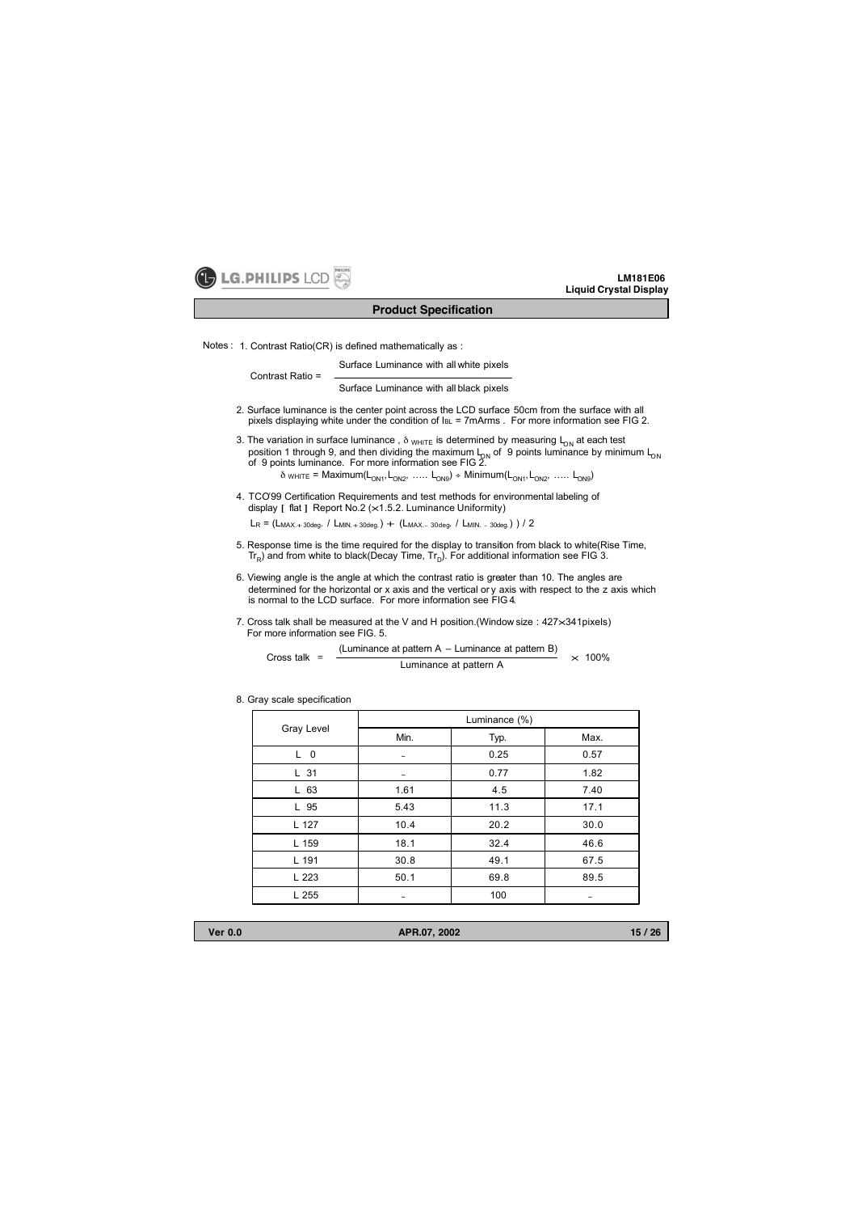Notes : 1. Contrast Ratio(CR) is defined mathematically as :

$$\text{Contrast Ratio} = \frac{\text{Surface Luminance with all white pixels}}{\text{Surface Luminance with all black pixels}}$$

2. Surface luminance is the center point across the LCD surface 50cm from the surface with all pixels displaying white under the condition of $I_{BL}$ = 7mArms . For more information see FIG 2.

3. The variation in surface luminance , $\delta_{WHITE}$ is determined by measuring $L_{ON}$ at each test position 1 through 9, and then dividing the maximum $L_{ON}$ of 9 points luminance by minimum $L_{ON}$ of 9 points luminance. For more information see FIG 2.

$$\delta_{WHITE} = \text{Maximum}(L_{ON1}, L_{ON2}, \ldots\ldots L_{ON9}) \div \text{Minimum}(L_{ON1}, L_{ON2}, \ldots\ldots L_{ON9})$$

4. TCO'99 Certification Requirements and test methods for environmental labeling of display [ flat ] Report No.2 (×1.5.2. Luminance Uniformity)

$$L_R = (L_{MAX.+30deg.} / L_{MIN.+30deg.}) \div (L_{MAX.-30deg.} / L_{MIN.-30deg.}) ) / 2$$

5. Response time is the time required for the display to transition from black to white(Rise Time, $Tr_R$) and from white to black(Decay Time, $Tr_D$). For additional information see FIG 3.

6. Viewing angle is the angle at which the contrast ratio is greater than 10. The angles are determined for the horizontal or x axis and the vertical or y axis with respect to the z axis which is normal to the LCD surface. For more information see FIG 4.

7. Cross talk shall be measured at the V and H position.(Window size : 427×341pixels) For more information see FIG. 5.

$$\text{Cross talk} = \frac{(\text{Luminance at pattern A} - \text{Luminance at pattern B})}{\text{Luminance at pattern A}} \times 100\%$$

8. Gray scale specification

| Gray Level | Luminance (%) | | |
|---|---|---|---|
| | Min. | Typ. | Max. |
| L 0 | - | 0.25 | 0.57 |
| L 31 | - | 0.77 | 1.82 |
| L 63 | 1.61 | 4.5 | 7.40 |
| L 95 | 5.43 | 11.3 | 17.1 |
| L 127 | 10.4 | 20.2 | 30.0 |
| L 159 | 18.1 | 32.4 | 46.6 |
| L 191 | 30.8 | 49.1 | 67.5 |
| L 223 | 50.1 | 69.8 | 89.5 |
| L 255 | - | 100 | - |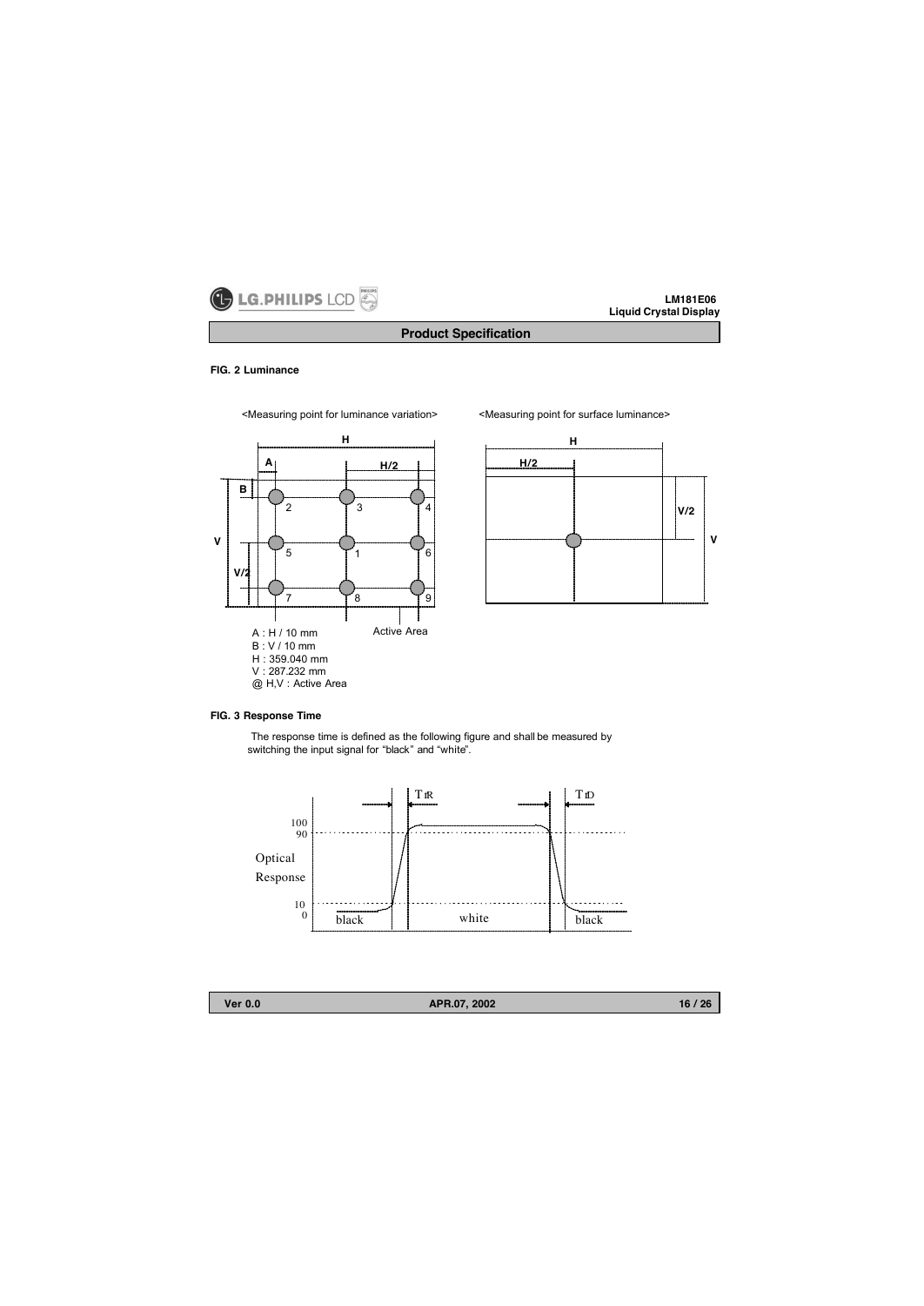**FIG. 2 Luminance**

<Measuring point for luminance variation> <Measuring point for surface luminance>

A : H / 10 mm
B : V / 10 mm
H : 359.040 mm
V : 287.232 mm
@ H,V : Active Area

**FIG. 3 Response Time**

The response time is defined as the following figure and shall be measured by switching the input signal for "black" and "white".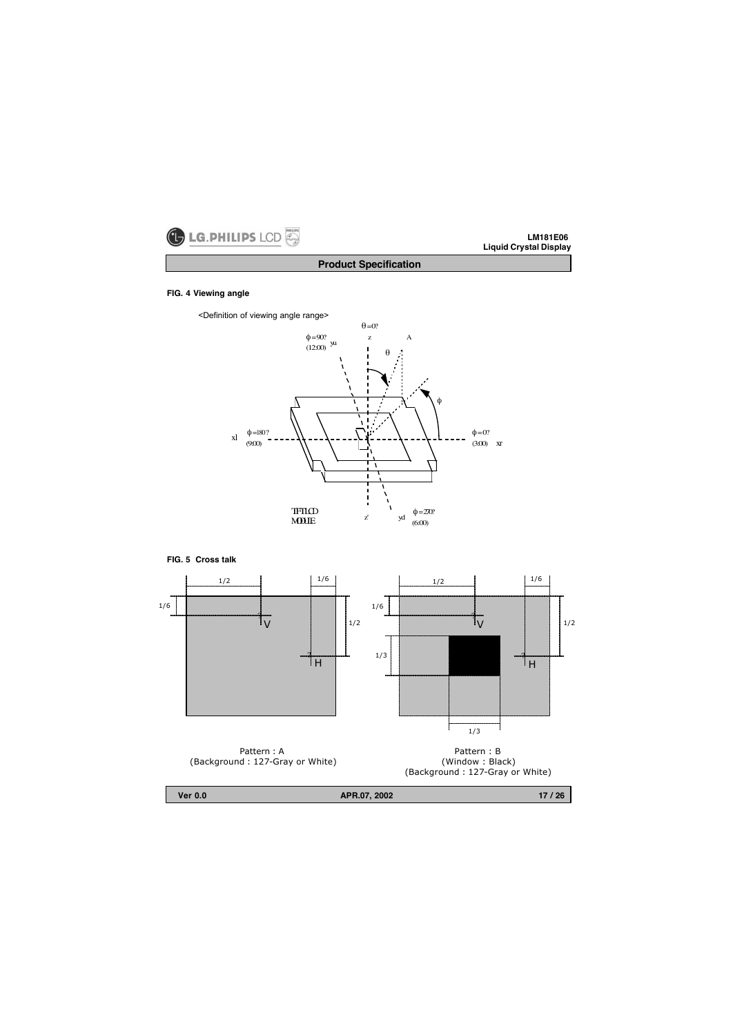**FIG. 4 Viewing angle**

<Definition of viewing angle range>

θ=0?

φ=90? (12:00) yu

z

A

θ

φ

xl φ=180? (9:00)

φ=0? (3:00) xr

TFT-LCD MODULE

z'

yd φ=270? (6:00)

**FIG. 5 Cross talk**

1/2 1/6

1/6 V 1/2

H

Pattern : A
(Background : 127-Gray or White)

1/2 1/6

1/6 V 1/2

1/3 H

1/3

Pattern : B
(Window : Black)
(Background : 127-Gray or White)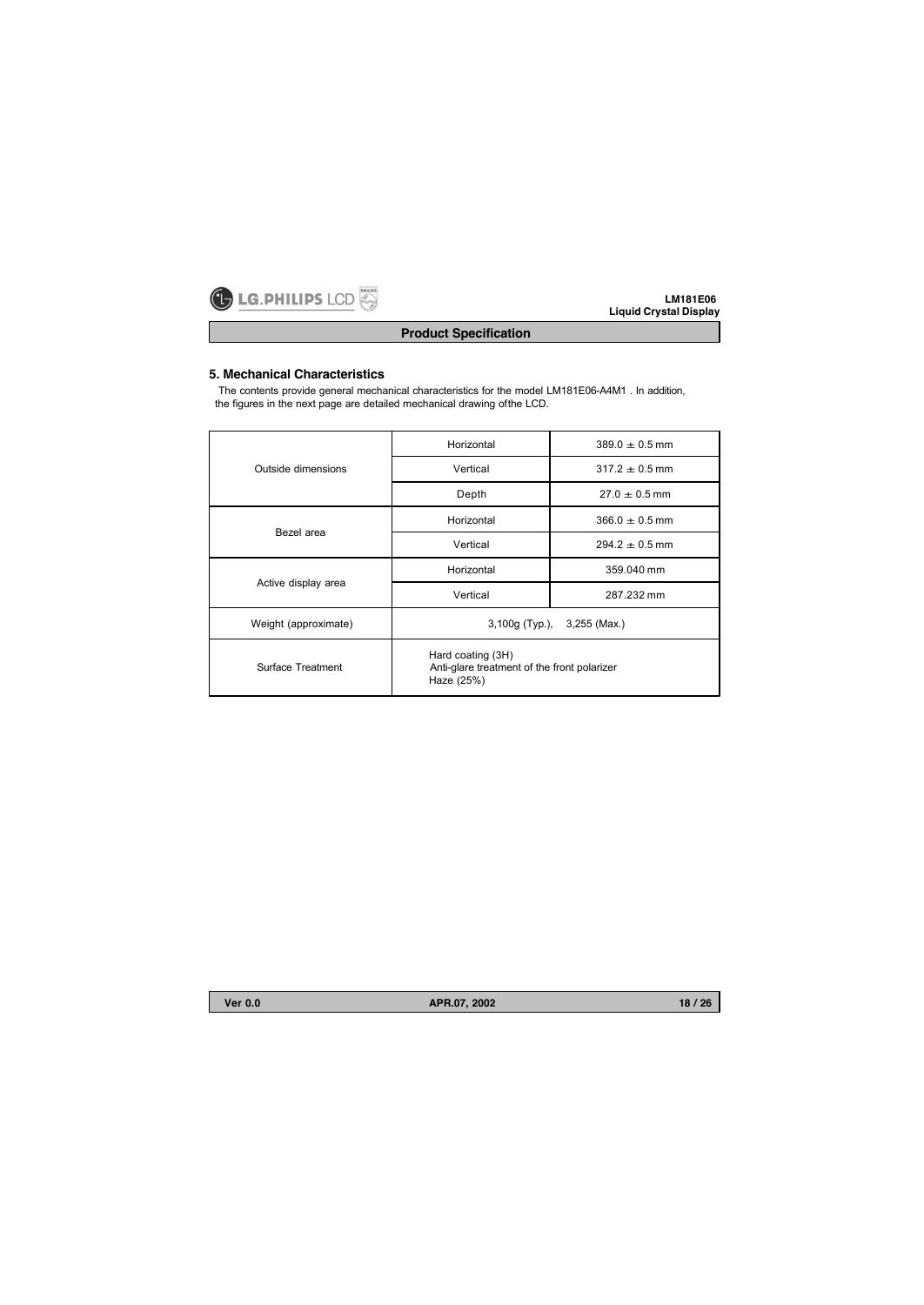## 5. Mechanical Characteristics

The contents provide general mechanical characteristics for the model LM181E06-A4M1 . In addition, the figures in the next page are detailed mechanical drawing ofthe LCD.

| | | |
|---|---|---|
| Outside dimensions | Horizontal | 389.0 ± 0.5 mm |
| | Vertical | 317.2 ± 0.5 mm |
| | Depth | 27.0 ± 0.5 mm |
| Bezel area | Horizontal | 366.0 ± 0.5 mm |
| | Vertical | 294.2 ± 0.5 mm |
| Active display area | Horizontal | 359.040 mm |
| | Vertical | 287.232 mm |
| Weight (approximate) | 3,100g (Typ.), 3,255 (Max.) | |
| Surface Treatment | Hard coating (3H)<br>Anti-glare treatment of the front polarizer<br>Haze (25%) | |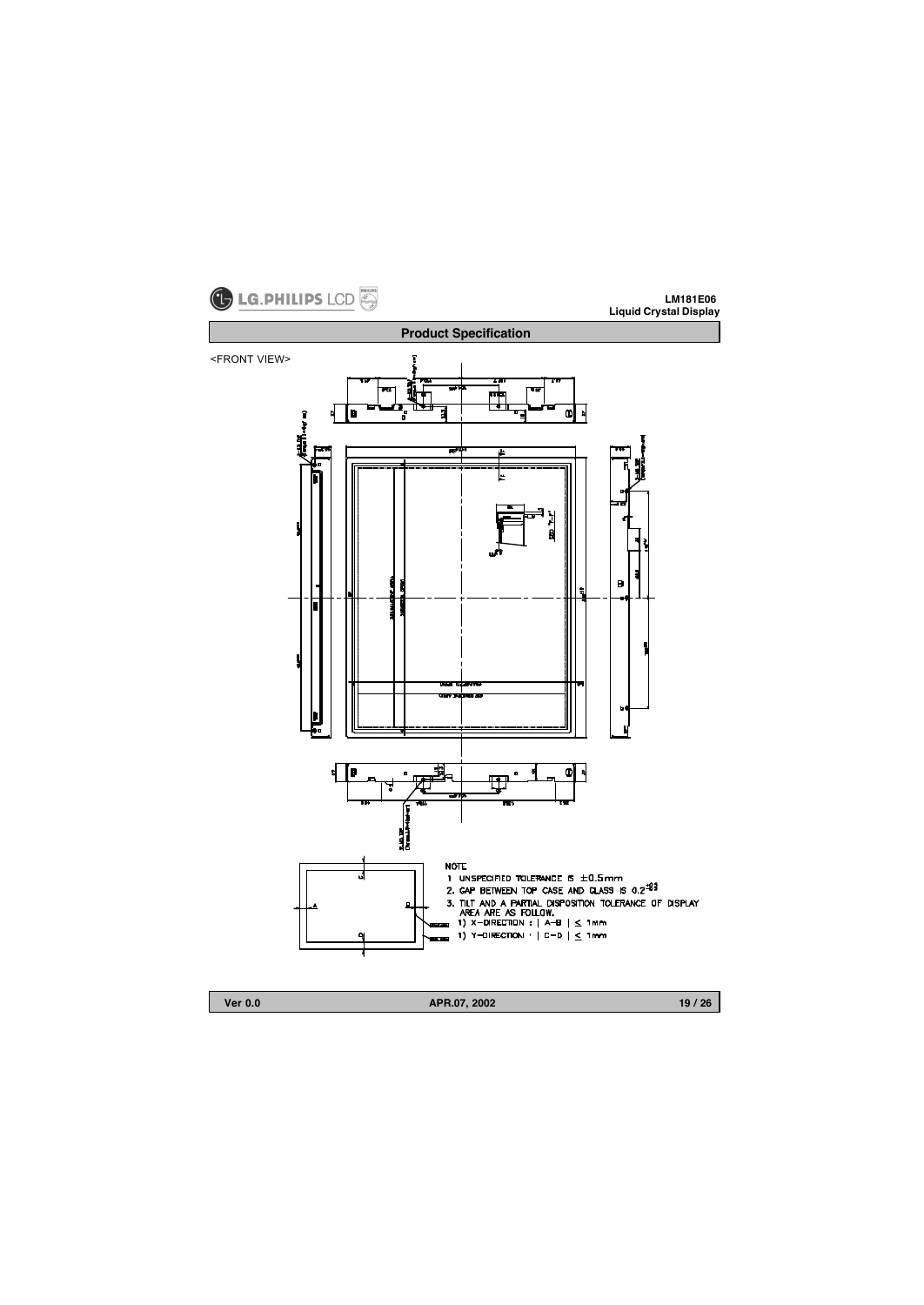## Product Specification

<FRONT VIEW>

NOTE

1. UNSPECIFIED TOLERANCE IS ±0.5mm
2. GAP BETWEEN TOP CASE AND GLASS IS 0.2
3. TILT AND A PARTIAL DISPOSITION TOLERANCE OF DISPLAY AREA ARE AS FOLLOW.
   1) X-DIRECTION : | A-B | ≤ 1mm
   1) Y-DIRECTION : | C-D | ≤ 1mm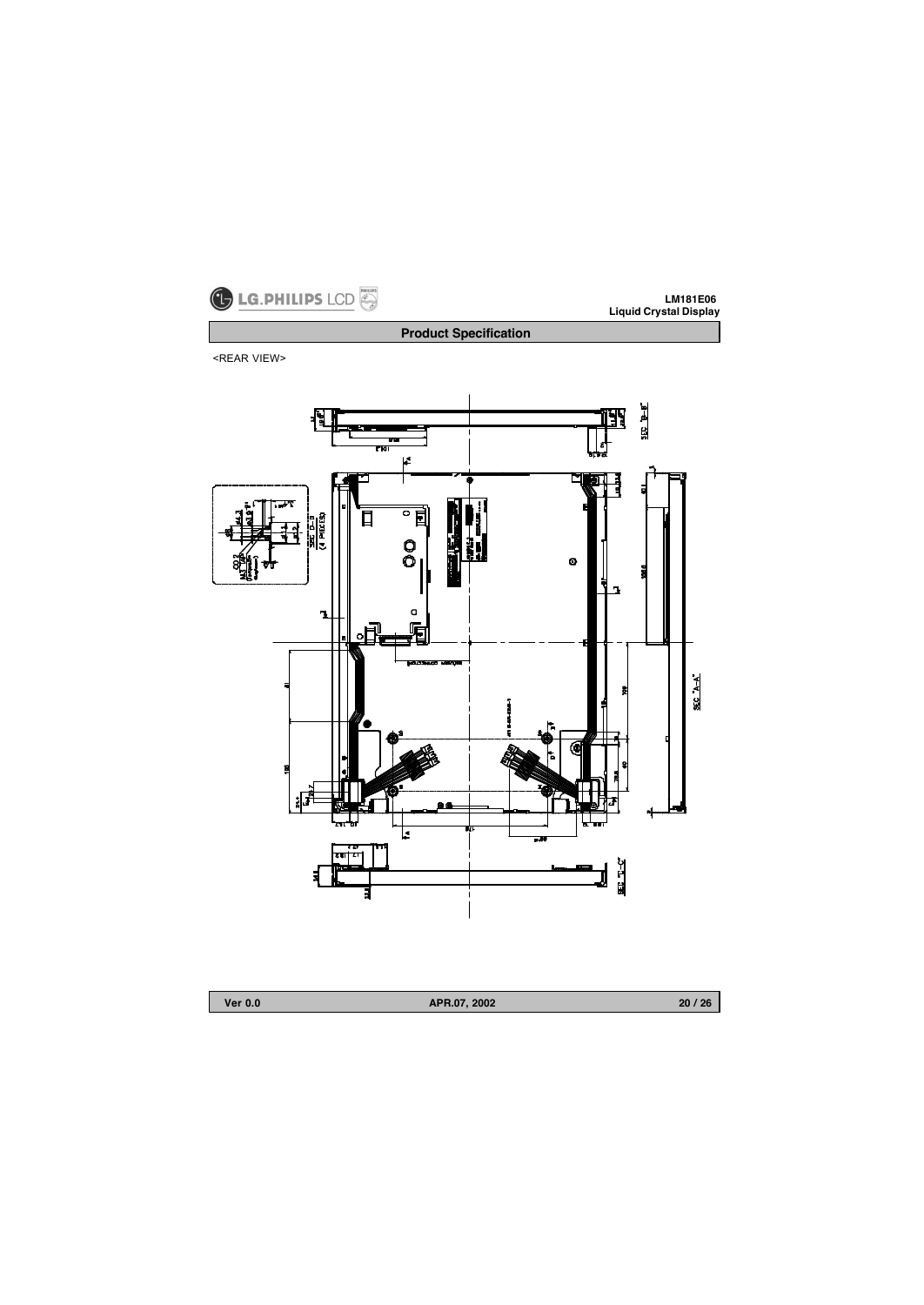<REAR VIEW>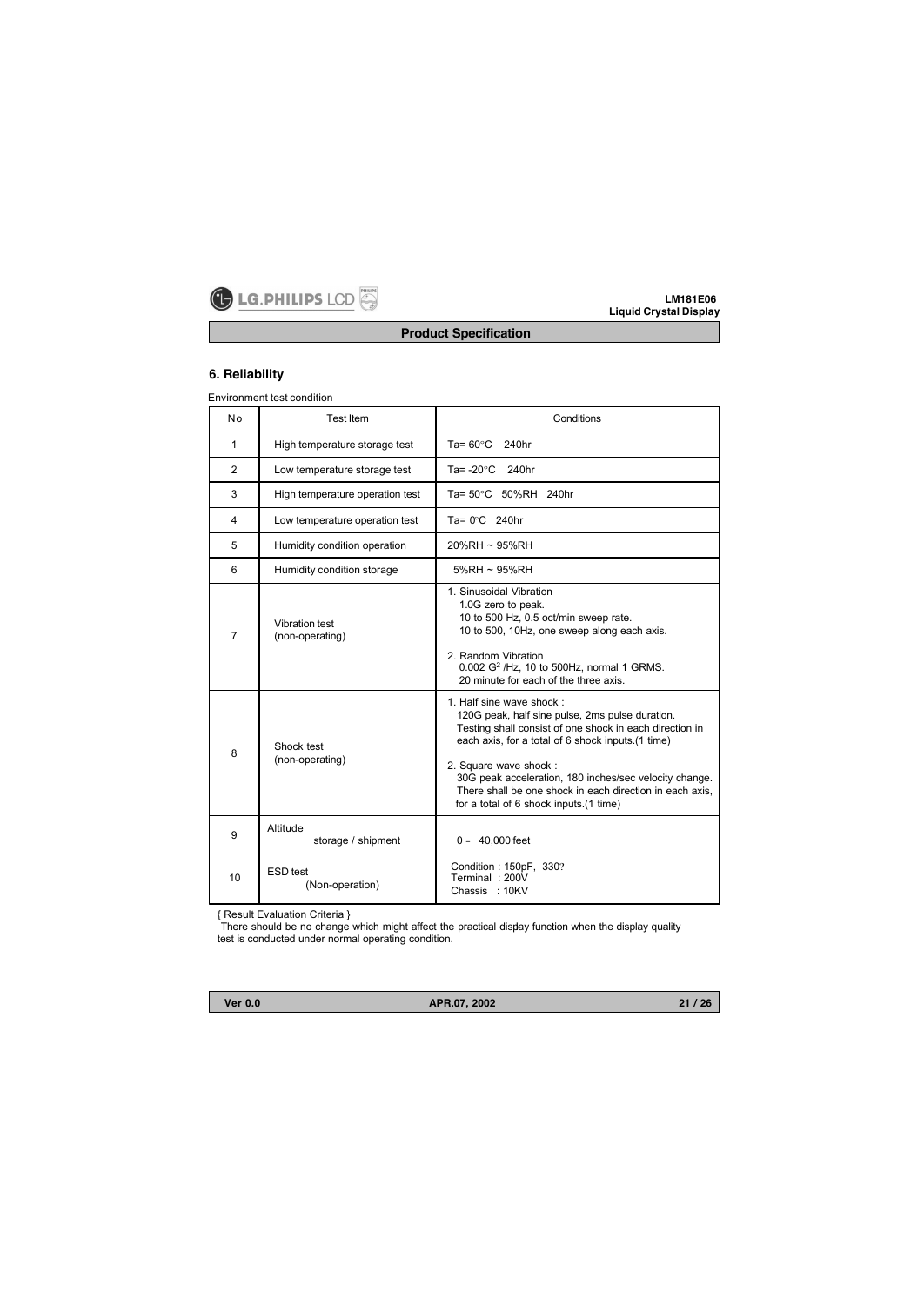## 6. Reliability

Environment test condition

| No | Test Item | Conditions |
|---|---|---|
| 1 | High temperature storage test | Ta= 60°C 240hr |
| 2 | Low temperature storage test | Ta= -20°C 240hr |
| 3 | High temperature operation test | Ta= 50°C 50%RH 240hr |
| 4 | Low temperature operation test | Ta= 0°C 240hr |
| 5 | Humidity condition operation | 20%RH ~ 95%RH |
| 6 | Humidity condition storage | 5%RH ~ 95%RH |
| 7 | Vibration test (non-operating) | 1. Sinusoidal Vibration<br>1.0G zero to peak.<br>10 to 500 Hz, 0.5 oct/min sweep rate.<br>10 to 500, 10Hz, one sweep along each axis.<br><br>2. Random Vibration<br>0.002 $G^2$ /Hz, 10 to 500Hz, normal 1 GRMS.<br>20 minute for each of the three axis. |
| 8 | Shock test (non-operating) | 1. Half sine wave shock :<br>120G peak, half sine pulse, 2ms pulse duration.<br>Testing shall consist of one shock in each direction in each axis, for a total of 6 shock inputs.(1 time)<br><br>2. Square wave shock :<br>30G peak acceleration, 180 inches/sec velocity change. There shall be one shock in each direction in each axis, for a total of 6 shock inputs.(1 time) |
| 9 | Altitude storage / shipment | 0 - 40,000 feet |
| 10 | ESD test (Non-operation) | Condition : 150pF, 330?<br>Terminal : 200V<br>Chassis : 10KV |

{ Result Evaluation Criteria }
There should be no change which might affect the practical display function when the display quality test is conducted under normal operating condition.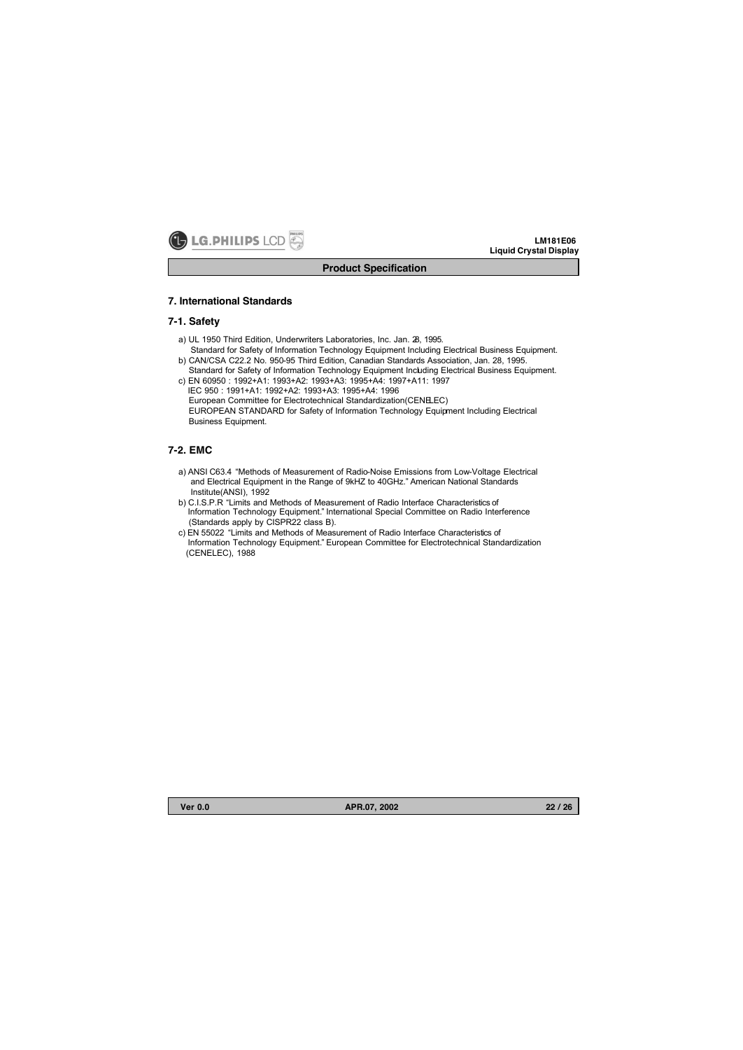## 7. International Standards

### 7-1. Safety

a) UL 1950 Third Edition, Underwriters Laboratories, Inc. Jan. 28, 1995.
   Standard for Safety of Information Technology Equipment Including Electrical Business Equipment.
b) CAN/CSA C22.2 No. 950-95 Third Edition, Canadian Standards Association, Jan. 28, 1995.
   Standard for Safety of Information Technology Equipment Including Electrical Business Equipment.
c) EN 60950 : 1992+A1: 1993+A2: 1993+A3: 1995+A4: 1997+A11: 1997
   IEC 950 : 1991+A1: 1992+A2: 1993+A3: 1995+A4: 1996
   European Committee for Electrotechnical Standardization(CENELEC)
   EUROPEAN STANDARD for Safety of Information Technology Equipment Including Electrical Business Equipment.

### 7-2. EMC

a) ANSI C63.4 "Methods of Measurement of Radio-Noise Emissions from Low-Voltage Electrical and Electrical Equipment in the Range of 9kHZ to 40GHz." American National Standards Institute(ANSI), 1992
b) C.I.S.P.R "Limits and Methods of Measurement of Radio Interface Characteristics of Information Technology Equipment." International Special Committee on Radio Interference (Standards apply by CISPR22 class B).
c) EN 55022 "Limits and Methods of Measurement of Radio Interface Characteristics of Information Technology Equipment." European Committee for Electrotechnical Standardization (CENELEC), 1988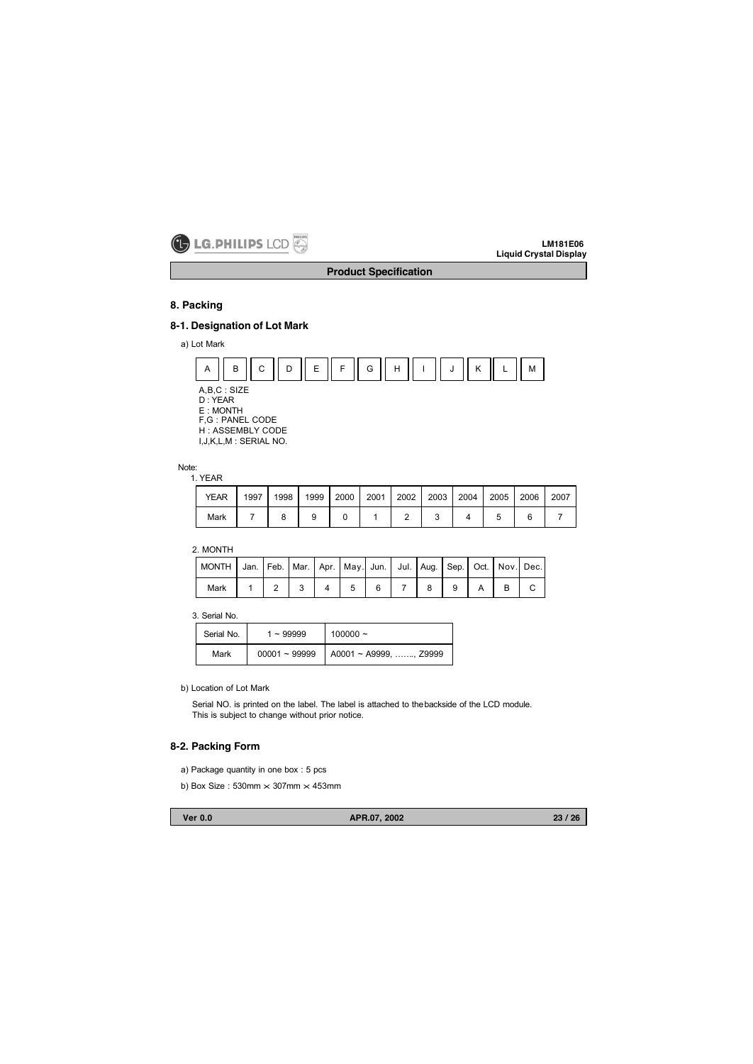## 8. Packing

### 8-1. Designation of Lot Mark

a) Lot Mark

| A | B | C | D | E | F | G | H | I | J | K | L | M |
|---|---|---|---|---|---|---|---|---|---|---|---|---|

A,B,C : SIZE
D : YEAR
E : MONTH
F,G : PANEL CODE
H : ASSEMBLY CODE
I,J,K,L,M : SERIAL NO.

Note:

1. YEAR

| YEAR | 1997 | 1998 | 1999 | 2000 | 2001 | 2002 | 2003 | 2004 | 2005 | 2006 | 2007 |
|---|---|---|---|---|---|---|---|---|---|---|---|
| Mark | 7 | 8 | 9 | 0 | 1 | 2 | 3 | 4 | 5 | 6 | 7 |

2. MONTH

| MONTH | Jan. | Feb. | Mar. | Apr. | May. | Jun. | Jul. | Aug. | Sep. | Oct. | Nov. | Dec. |
|---|---|---|---|---|---|---|---|---|---|---|---|---|
| Mark | 1 | 2 | 3 | 4 | 5 | 6 | 7 | 8 | 9 | A | B | C |

3. Serial No.

| Serial No. | 1 ~ 99999 | 100000 ~ |
|---|---|---|
| Mark | 00001 ~ 99999 | A0001 ~ A9999, ……., Z9999 |

b) Location of Lot Mark

Serial NO. is printed on the label. The label is attached to the backside of the LCD module.
This is subject to change without prior notice.

### 8-2. Packing Form

a) Package quantity in one box : 5 pcs

b) Box Size : 530mm × 307mm × 453mm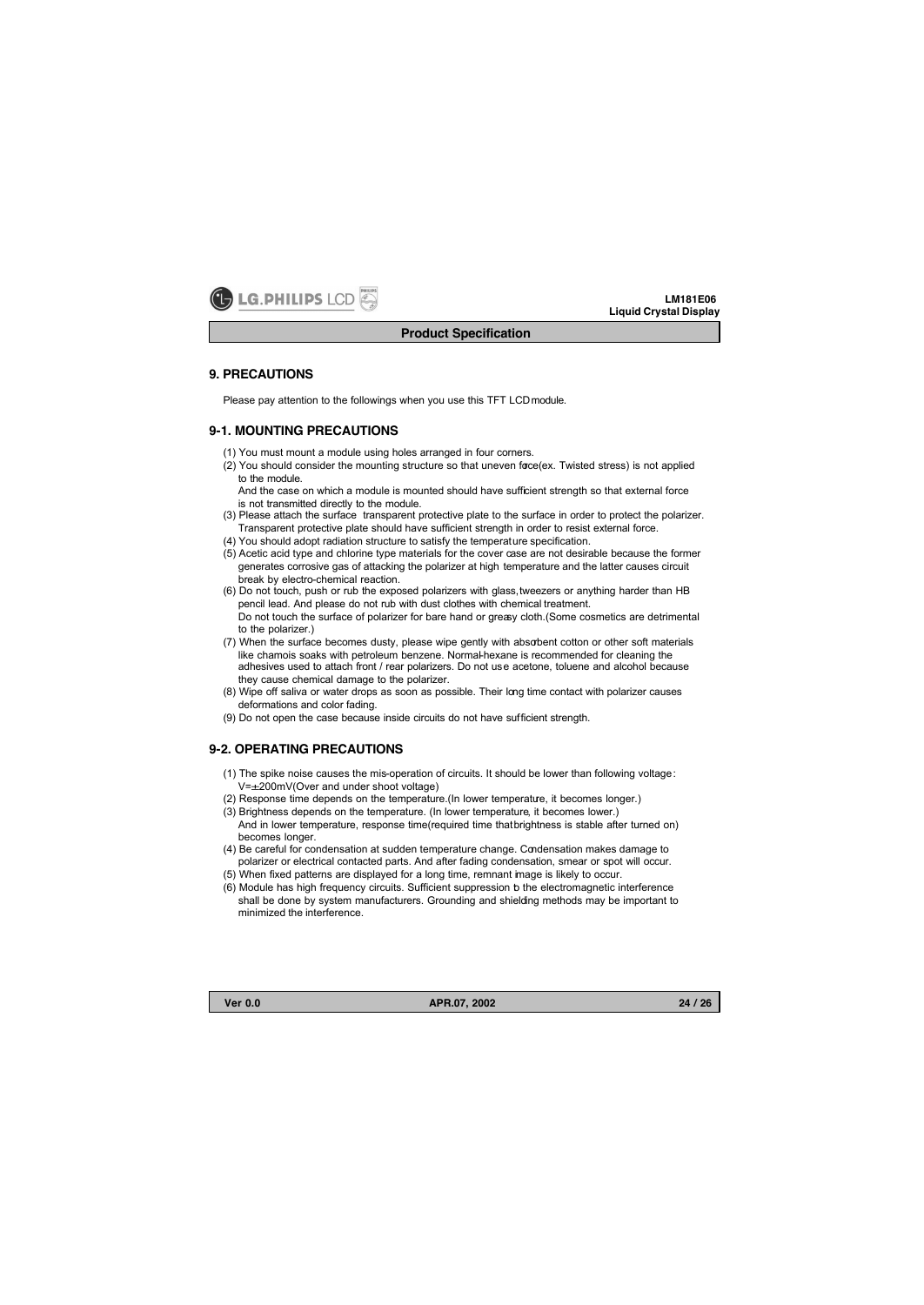## 9. PRECAUTIONS

Please pay attention to the followings when you use this TFT LCD module.

### 9-1. MOUNTING PRECAUTIONS

(1) You must mount a module using holes arranged in four corners.

(2) You should consider the mounting structure so that uneven force(ex. Twisted stress) is not applied to the module.
And the case on which a module is mounted should have sufficient strength so that external force is not transmitted directly to the module.

(3) Please attach the surface transparent protective plate to the surface in order to protect the polarizer. Transparent protective plate should have sufficient strength in order to resist external force.

(4) You should adopt radiation structure to satisfy the temperature specification.

(5) Acetic acid type and chlorine type materials for the cover case are not desirable because the former generates corrosive gas of attacking the polarizer at high temperature and the latter causes circuit break by electro-chemical reaction.

(6) Do not touch, push or rub the exposed polarizers with glass, tweezers or anything harder than HB pencil lead. And please do not rub with dust clothes with chemical treatment.
Do not touch the surface of polarizer for bare hand or greasy cloth.(Some cosmetics are detrimental to the polarizer.)

(7) When the surface becomes dusty, please wipe gently with absorbent cotton or other soft materials like chamois soaks with petroleum benzene. Normal-hexane is recommended for cleaning the adhesives used to attach front / rear polarizers. Do not use acetone, toluene and alcohol because they cause chemical damage to the polarizer.

(8) Wipe off saliva or water drops as soon as possible. Their long time contact with polarizer causes deformations and color fading.

(9) Do not open the case because inside circuits do not have sufficient strength.

### 9-2. OPERATING PRECAUTIONS

(1) The spike noise causes the mis-operation of circuits. It should be lower than following voltage : $V=\pm200mV$(Over and under shoot voltage)

(2) Response time depends on the temperature.(In lower temperature, it becomes longer.)

(3) Brightness depends on the temperature. (In lower temperature, it becomes lower.)
And in lower temperature, response time(required time that brightness is stable after turned on) becomes longer.

(4) Be careful for condensation at sudden temperature change. Condensation makes damage to polarizer or electrical contacted parts. And after fading condensation, smear or spot will occur.

(5) When fixed patterns are displayed for a long time, remnant image is likely to occur.

(6) Module has high frequency circuits. Sufficient suppression to the electromagnetic interference shall be done by system manufacturers. Grounding and shielding methods may be important to minimized the interference.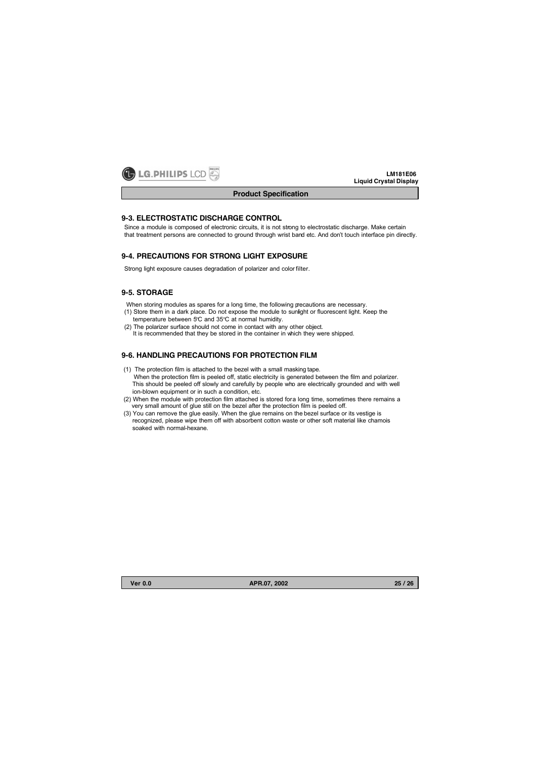## 9-3. ELECTROSTATIC DISCHARGE CONTROL

Since a module is composed of electronic circuits, it is not strong to electrostatic discharge. Make certain that treatment persons are connected to ground through wrist band etc. And don't touch interface pin directly.

## 9-4. PRECAUTIONS FOR STRONG LIGHT EXPOSURE

Strong light exposure causes degradation of polarizer and color filter.

## 9-5. STORAGE

When storing modules as spares for a long time, the following precautions are necessary.

(1) Store them in a dark place. Do not expose the module to sunlight or fluorescent light. Keep the temperature between 5°C and 35°C at normal humidity.

(2) The polarizer surface should not come in contact with any other object.
It is recommended that they be stored in the container in which they were shipped.

## 9-6. HANDLING PRECAUTIONS FOR PROTECTION FILM

(1) The protection film is attached to the bezel with a small masking tape.
When the protection film is peeled off, static electricity is generated between the film and polarizer. This should be peeled off slowly and carefully by people who are electrically grounded and with well ion-blown equipment or in such a condition, etc.

(2) When the module with protection film attached is stored for a long time, sometimes there remains a very small amount of glue still on the bezel after the protection film is peeled off.

(3) You can remove the glue easily. When the glue remains on the bezel surface or its vestige is recognized, please wipe them off with absorbent cotton waste or other soft material like chamois soaked with normal-hexane.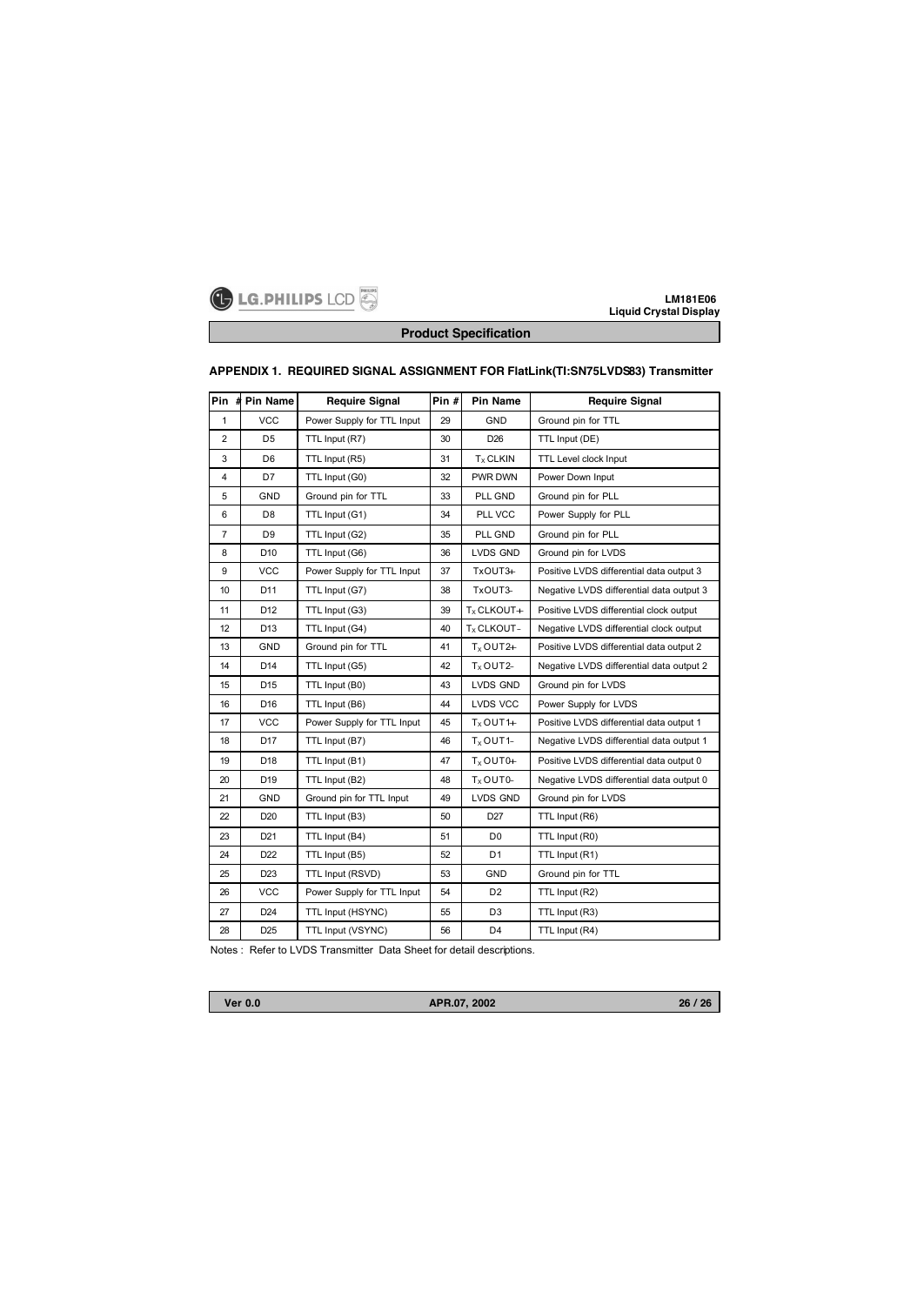## APPENDIX 1. REQUIRED SIGNAL ASSIGNMENT FOR FlatLink(TI:SN75LVDS83) Transmitter

| Pin # | Pin Name | Require Signal | Pin # | Pin Name | Require Signal |
|---|---|---|---|---|---|
| 1 | VCC | Power Supply for TTL Input | 29 | GND | Ground pin for TTL |
| 2 | D5 | TTL Input (R7) | 30 | D26 | TTL Input (DE) |
| 3 | D6 | TTL Input (R5) | 31 | $T_x$ CLKIN | TTL Level clock Input |
| 4 | D7 | TTL Input (G0) | 32 | PWR DWN | Power Down Input |
| 5 | GND | Ground pin for TTL | 33 | PLL GND | Ground pin for PLL |
| 6 | D8 | TTL Input (G1) | 34 | PLL VCC | Power Supply for PLL |
| 7 | D9 | TTL Input (G2) | 35 | PLL GND | Ground pin for PLL |
| 8 | D10 | TTL Input (G6) | 36 | LVDS GND | Ground pin for LVDS |
| 9 | VCC | Power Supply for TTL Input | 37 | TxOUT3+ | Positive LVDS differential data output 3 |
| 10 | D11 | TTL Input (G7) | 38 | TxOUT3- | Negative LVDS differential data output 3 |
| 11 | D12 | TTL Input (G3) | 39 | $T_x$ CLKOUT+ | Positive LVDS differential clock output |
| 12 | D13 | TTL Input (G4) | 40 | $T_x$ CLKOUT- | Negative LVDS differential clock output |
| 13 | GND | Ground pin for TTL | 41 | $T_x$ OUT2+ | Positive LVDS differential data output 2 |
| 14 | D14 | TTL Input (G5) | 42 | $T_x$ OUT2- | Negative LVDS differential data output 2 |
| 15 | D15 | TTL Input (B0) | 43 | LVDS GND | Ground pin for LVDS |
| 16 | D16 | TTL Input (B6) | 44 | LVDS VCC | Power Supply for LVDS |
| 17 | VCC | Power Supply for TTL Input | 45 | $T_x$ OUT1+ | Positive LVDS differential data output 1 |
| 18 | D17 | TTL Input (B7) | 46 | $T_x$ OUT1- | Negative LVDS differential data output 1 |
| 19 | D18 | TTL Input (B1) | 47 | $T_x$ OUT0+ | Positive LVDS differential data output 0 |
| 20 | D19 | TTL Input (B2) | 48 | $T_x$ OUT0- | Negative LVDS differential data output 0 |
| 21 | GND | Ground pin for TTL Input | 49 | LVDS GND | Ground pin for LVDS |
| 22 | D20 | TTL Input (B3) | 50 | D27 | TTL Input (R6) |
| 23 | D21 | TTL Input (B4) | 51 | D0 | TTL Input (R0) |
| 24 | D22 | TTL Input (B5) | 52 | D1 | TTL Input (R1) |
| 25 | D23 | TTL Input (RSVD) | 53 | GND | Ground pin for TTL |
| 26 | VCC | Power Supply for TTL Input | 54 | D2 | TTL Input (R2) |
| 27 | D24 | TTL Input (HSYNC) | 55 | D3 | TTL Input (R3) |
| 28 | D25 | TTL Input (VSYNC) | 56 | D4 | TTL Input (R4) |

Notes : Refer to LVDS Transmitter Data Sheet for detail descriptions.